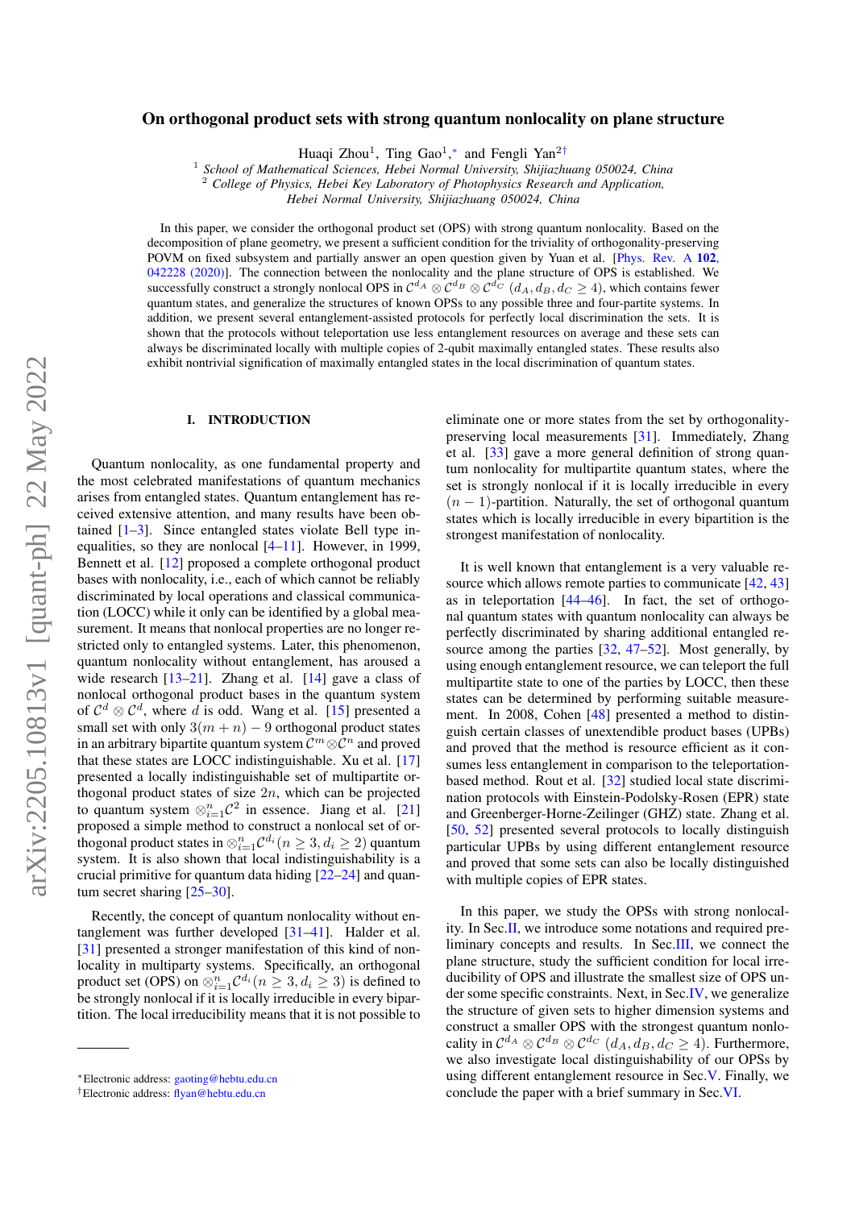# On orthogonal product sets with strong quantum nonlocality on plane structure

Huaqi Zhou[1], Ting Gao[1],[*] and Fengli Yan[2][†]

[1] *School of Mathematical Sciences, Hebei Normal University, Shijiazhuang 050024, China*
[2] *College of Physics, Hebei Key Laboratory of Photophysics Research and Application, Hebei Normal University, Shijiazhuang 050024, China*

In this paper, we consider the orthogonal product set (OPS) with strong quantum nonlocality. Based on the decomposition of plane geometry, we present a sufficient condition for the triviality of orthogonality-preserving POVM on fixed subsystem and partially answer an open question given by Yuan et al. [Phys. Rev. A **102**, 042228 (2020)]. The connection between the nonlocality and the plane structure of OPS is established. We successfully construct a strongly nonlocal OPS in $\mathcal{C}^{d_A} \otimes \mathcal{C}^{d_B} \otimes \mathcal{C}^{d_C}$ $(d_A, d_B, d_C \geq 4)$, which contains fewer quantum states, and generalize the structures of known OPSs to any possible three and four-partite systems. In addition, we present several entanglement-assisted protocols for perfectly local discrimination the sets. It is shown that the protocols without teleportation use less entanglement resources on average and these sets can always be discriminated locally with multiple copies of 2-qubit maximally entangled states. These results also exhibit nontrivial signification of maximally entangled states in the local discrimination of quantum states.

## I. INTRODUCTION

Quantum nonlocality, as one fundamental property and the most celebrated manifestations of quantum mechanics arises from entangled states. Quantum entanglement has received extensive attention, and many results have been obtained [1–3]. Since entangled states violate Bell type inequalities, so they are nonlocal [4–11]. However, in 1999, Bennett et al. [12] proposed a complete orthogonal product bases with nonlocality, i.e., each of which cannot be reliably discriminated by local operations and classical communication (LOCC) while it only can be identified by a global measurement. It means that nonlocal properties are no longer restricted only to entangled systems. Later, this phenomenon, quantum nonlocality without entanglement, has aroused a wide research [13–21]. Zhang et al. [14] gave a class of nonlocal orthogonal product bases in the quantum system of $\mathcal{C}^d \otimes \mathcal{C}^d$, where $d$ is odd. Wang et al. [15] presented a small set with only $3(m+n) - 9$ orthogonal product states in an arbitrary bipartite quantum system $\mathcal{C}^m \otimes \mathcal{C}^n$ and proved that these states are LOCC indistinguishable. Xu et al. [17] presented a locally indistinguishable set of multipartite orthogonal product states of size $2n$, which can be projected to quantum system $\otimes_{i=1}^{n} \mathcal{C}^2$ in essence. Jiang et al. [21] proposed a simple method to construct a nonlocal set of orthogonal product states in $\otimes_{i=1}^{n} \mathcal{C}^{d_i} (n \geq 3, d_i \geq 2)$ quantum system. It is also shown that local indistinguishability is a crucial primitive for quantum data hiding [22–24] and quantum secret sharing [25–30].

Recently, the concept of quantum nonlocality without entanglement was further developed [31–41]. Halder et al. [31] presented a stronger manifestation of this kind of nonlocality in multiparty systems. Specifically, an orthogonal product set (OPS) on $\otimes_{i=1}^{n} \mathcal{C}^{d_i} (n \geq 3, d_i \geq 3)$ is defined to be strongly nonlocal if it is locally irreducible in every bipartition. The local irreducibility means that it is not possible to eliminate one or more states from the set by orthogonality-preserving local measurements [31]. Immediately, Zhang et al. [33] gave a more general definition of strong quantum nonlocality for multipartite quantum states, where the set is strongly nonlocal if it is locally irreducible in every $(n-1)$-partition. Naturally, the set of orthogonal quantum states which is locally irreducible in every bipartition is the strongest manifestation of nonlocality.

It is well known that entanglement is a very valuable resource which allows remote parties to communicate [42, 43] as in teleportation [44–46]. In fact, the set of orthogonal quantum states with quantum nonlocality can always be perfectly discriminated by sharing additional entangled resource among the parties [32, 47–52]. Most generally, by using enough entanglement resource, we can teleport the full multipartite state to one of the parties by LOCC, then these states can be determined by performing suitable measurement. In 2008, Cohen [48] presented a method to distinguish certain classes of unextendible product bases (UPBs) and proved that the method is resource efficient as it consumes less entanglement in comparison to the teleportation-based method. Rout et al. [32] studied local state discrimination protocols with Einstein-Podolsky-Rosen (EPR) state and Greenberger-Horne-Zeilinger (GHZ) state. Zhang et al. [50, 52] presented several protocols to locally distinguish particular UPBs by using different entanglement resource and proved that some sets can also be locally distinguished with multiple copies of EPR states.

In this paper, we study the OPSs with strong nonlocality. In Sec. II, we introduce some notations and required preliminary concepts and results. In Sec. III, we connect the plane structure, study the sufficient condition for local irreducibility of OPS and illustrate the smallest size of OPS under some specific constraints. Next, in Sec. IV, we generalize the structure of given sets to higher dimension systems and construct a smaller OPS with the strongest quantum nonlocality in $\mathcal{C}^{d_A} \otimes \mathcal{C}^{d_B} \otimes \mathcal{C}^{d_C}$ $(d_A, d_B, d_C \geq 4)$. Furthermore, we also investigate local distinguishability of our OPSs by using different entanglement resource in Sec. V. Finally, we conclude the paper with a brief summary in Sec. VI.

---

[*] Electronic address: gaoting@hebtu.edu.cn
[†] Electronic address: flyan@hebtu.edu.cn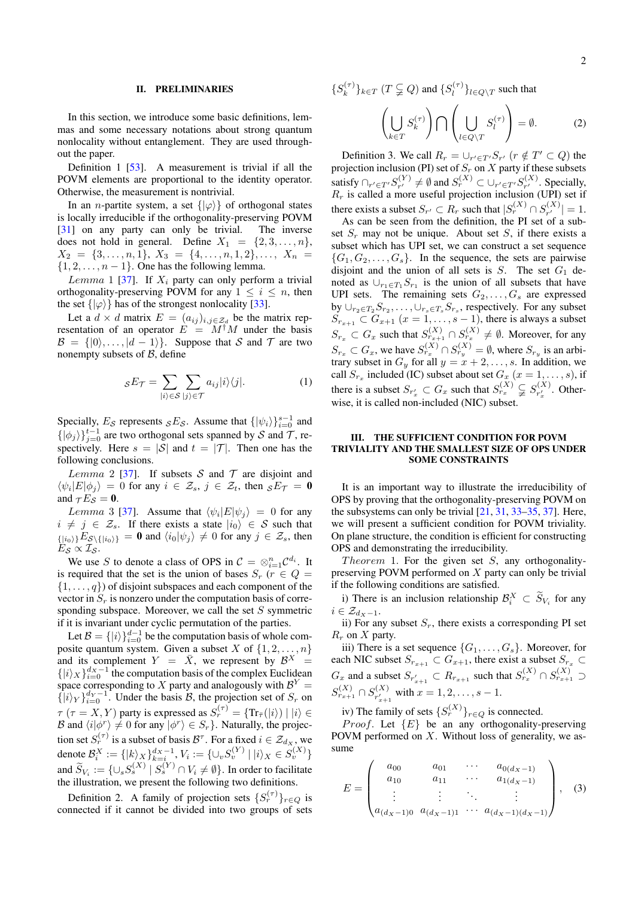## II. PRELIMINARIES

In this section, we introduce some basic definitions, lemmas and some necessary notations about strong quantum nonlocality without entanglement. They are used throughout the paper.

*Definition 1* [53]. A measurement is trivial if all the POVM elements are proportional to the identity operator. Otherwise, the measurement is nontrivial.

In an $n$-partite system, a set $\{|\varphi\rangle\}$ of orthogonal states is locally irreducible if the orthogonality-preserving POVM [31] on any party can only be trivial. The inverse does not hold in general. Define $X_1 = \{2, 3, \ldots, n\}$, $X_2 = \{3, \ldots, n, 1\}$, $X_3 = \{4, \ldots, n, 1, 2\}, \ldots, X_n = \{1, 2, \ldots, n-1\}$. One has the following lemma.

*Lemma 1* [37]. If $X_i$ party can only perform a trivial orthogonality-preserving POVM for any $1 \leq i \leq n$, then the set $\{|\varphi\rangle\}$ has of the strongest nonlocality [33].

Let a $d \times d$ matrix $E = (a_{ij})_{i,j \in \mathcal{Z}_d}$ be the matrix representation of an operator $E = M^\dagger M$ under the basis $\mathcal{B} = \{|0\rangle, \ldots, |d-1\rangle\}$. Suppose that $\mathcal{S}$ and $\mathcal{T}$ are two nonempty subsets of $\mathcal{B}$, define

$$
{}_{\mathcal{S}}E_{\mathcal{T}} = \sum_{|i\rangle \in \mathcal{S}} \sum_{|j\rangle \in \mathcal{T}} a_{ij} |i\rangle\langle j|. \tag{1}
$$

Specially, $E_{\mathcal{S}}$ represents ${}_{\mathcal{S}}E_{\mathcal{S}}$. Assume that $\{|\psi_i\rangle\}_{i=0}^{s-1}$ and $\{|\phi_j\rangle\}_{j=0}^{t-1}$ are two orthogonal sets spanned by $\mathcal{S}$ and $\mathcal{T}$, respectively. Here $s = |\mathcal{S}|$ and $t = |\mathcal{T}|$. Then one has the following conclusions.

*Lemma 2* [37]. If subsets $\mathcal{S}$ and $\mathcal{T}$ are disjoint and $\langle\psi_i|E|\phi_j\rangle = 0$ for any $i \in \mathcal{Z}_s$, $j \in \mathcal{Z}_t$, then ${}_{\mathcal{S}}E_{\mathcal{T}} = \mathbf{0}$ and ${}_{\mathcal{T}}E_{\mathcal{S}} = \mathbf{0}$.

*Lemma 3* [37]. Assume that $\langle\psi_i|E|\psi_j\rangle = 0$ for any $i \neq j \in \mathcal{Z}_s$. If there exists a state $|i_0\rangle \in \mathcal{S}$ such that ${}_{\{|i_0\rangle\}}E_{\mathcal{S}\setminus\{|i_0\rangle\}} = \mathbf{0}$ and $\langle i_0|\psi_j\rangle \neq 0$ for any $j \in \mathcal{Z}_s$, then $E_{\mathcal{S}} \propto \mathcal{I}_{\mathcal{S}}$.

We use $S$ to denote a class of OPS in $\mathcal{C} = \otimes_{i=1}^n \mathcal{C}^{d_i}$. It is required that the set is the union of bases $S_r$ ($r \in Q = \{1, \ldots, q\}$) of disjoint subspaces and each component of the vector in $S_r$ is nonzero under the computation basis of corresponding subspace. Moreover, we call the set $S$ symmetric if it is invariant under cyclic permutation of the parties.

Let $\mathcal{B} = \{|i\rangle\}_{i=0}^{d-1}$ be the computation basis of whole composite quantum system. Given a subset $X$ of $\{1, 2, \ldots, n\}$ and its complement $Y = \bar{X}$, we represent by $\mathcal{B}^X = \{|i\rangle_X\}_{i=0}^{d_X-1}$ the computation basis of the complex Euclidean space corresponding to $X$ party and analogously with $\mathcal{B}^Y = \{|i\rangle_Y\}_{i=0}^{d_Y-1}$. Under the basis $\mathcal{B}$, the projection set of $S_r$ on $\tau$ ($\tau = X, Y$) party is expressed as $S_r^{(\tau)} = \{\mathrm{Tr}_{\bar{\tau}}(|i\rangle) \mid |i\rangle \in \mathcal{B}$ and $\langle i|\phi^r\rangle \neq 0$ for any $|\phi^r\rangle \in S_r\}$. Naturally, the projection set $S_r^{(\tau)}$ is a subset of basis $\mathcal{B}^\tau$. For a fixed $i \in \mathcal{Z}_{d_X}$, we denote $\mathcal{B}_i^X := \{|k\rangle_X\}_{k=i}^{d_X-1}$, $V_i := \{\cup_v S_v^{(Y)} \mid |i\rangle_X \in S_v^{(X)}\}$ and $\widetilde{S}_{V_i} := \{\cup_s S_s^{(X)} \mid S_s^{(Y)} \cap V_i \neq \emptyset\}$. In order to facilitate the illustration, we present the following two definitions.

*Definition 2.* A family of projection sets $\{S_r^{(\tau)}\}_{r\in Q}$ is connected if it cannot be divided into two groups of sets $\{S_k^{(\tau)}\}_{k\in T}$ ($T \subsetneqq Q$) and $\{S_l^{(\tau)}\}_{l\in Q\setminus T}$ such that

$$
\left(\bigcup_{k\in T} S_k^{(\tau)}\right) \bigcap \left(\bigcup_{l\in Q\setminus T} S_l^{(\tau)}\right) = \emptyset. \tag{2}
$$

*Definition 3.* We call $R_r = \cup_{r'\in T'} S_{r'}$ ($r \notin T' \subset Q$) the projection inclusion (PI) set of $S_r$ on $X$ party if these subsets satisfy $\cap_{r'\in T'} S_{r'}^{(Y)} \neq \emptyset$ and $S_r^{(X)} \subset \cup_{r'\in T'} S_{r'}^{(X)}$. Specially, $R_r$ is called a more useful projection inclusion (UPI) set if there exists a subset $S_{r'} \subset R_r$ such that $|S_r^{(X)} \cap S_{r'}^{(X)}| = 1$.

As can be seen from the definition, the PI set of a subset $S_r$ may not be unique. About set $S$, if there exists a subset which has UPI set, we can construct a set sequence $\{G_1, G_2, \ldots, G_s\}$. In the sequence, the sets are pairwise disjoint and the union of all sets is $S$. The set $G_1$ denoted as $\cup_{r_1\in T_1} S_{r_1}$ is the union of all subsets that have UPI sets. The remaining sets $G_2, \ldots, G_s$ are expressed by $\cup_{r_2\in T_2} S_{r_2}, \ldots, \cup_{r_s\in T_s} S_{r_s}$, respectively. For any subset $S_{r_{x+1}} \subset G_{x+1}$ ($x = 1, \ldots, s-1$), there is always a subset $S_{r_x} \subset G_x$ such that $S_{r_{x+1}}^{(X)} \cap S_{r_x}^{(X)} \neq \emptyset$. Moreover, for any $S_{r_x} \subset G_x$, we have $S_{r_x}^{(X)} \cap S_{r_y}^{(X)} = \emptyset$, where $S_{r_y}$ is an arbitrary subset in $G_y$ for all $y = x+2, \ldots, s$. In addition, we call $S_{r_x}$ included (IC) subset about set $G_x$ ($x = 1, \ldots, s$), if there is a subset $S_{r'_x} \subset G_x$ such that $S_{r_x}^{(X)} \subsetneqq S_{r'_x}^{(X)}$. Otherwise, it is called non-included (NIC) subset.

## III. THE SUFFICIENT CONDITION FOR POVM TRIVIALITY AND THE SMALLEST SIZE OF OPS UNDER SOME CONSTRAINTS

It is an important way to illustrate the irreducibility of OPS by proving that the orthogonality-preserving POVM on the subsystems can only be trivial [21, 31, 33–35, 37]. Here, we will present a sufficient condition for POVM triviality. On plane structure, the condition is efficient for constructing OPS and demonstrating the irreducibility.

*Theorem 1.* For the given set $S$, any orthogonality-preserving POVM performed on $X$ party can only be trivial if the following conditions are satisfied.

i) There is an inclusion relationship $\mathcal{B}_i^X \subset \widetilde{S}_{V_i}$ for any $i \in \mathcal{Z}_{d_X-1}$.

ii) For any subset $S_r$, there exists a corresponding PI set $R_r$ on $X$ party.

iii) There is a set sequence $\{G_1, \ldots, G_s\}$. Moreover, for each NIC subset $S_{r_{x+1}} \subset G_{x+1}$, there exist a subset $S_{r_x} \subset G_x$ and a subset $S_{r'_{x+1}} \subset R_{r_{x+1}}$ such that $S_{r_x}^{(X)} \cap S_{r_{x+1}}^{(X)} \supset S_{r_{x+1}}^{(X)} \cap S_{r'_{x+1}}^{(X)}$ with $x = 1, 2, \ldots, s-1$.

iv) The family of sets $\{S_r^{(X)}\}_{r\in Q}$ is connected.

*Proof.* Let $\{E\}$ be an any orthogonality-preserving POVM performed on $X$. Without loss of generality, we assume

$$
E = \begin{pmatrix}
a_{00} & a_{01} & \cdots & a_{0(d_X-1)} \\
a_{10} & a_{11} & \cdots & a_{1(d_X-1)} \\
\vdots & \vdots & \ddots & \vdots \\
a_{(d_X-1)0} & a_{(d_X-1)1} & \cdots & a_{(d_X-1)(d_X-1)}
\end{pmatrix}, \tag{3}
$$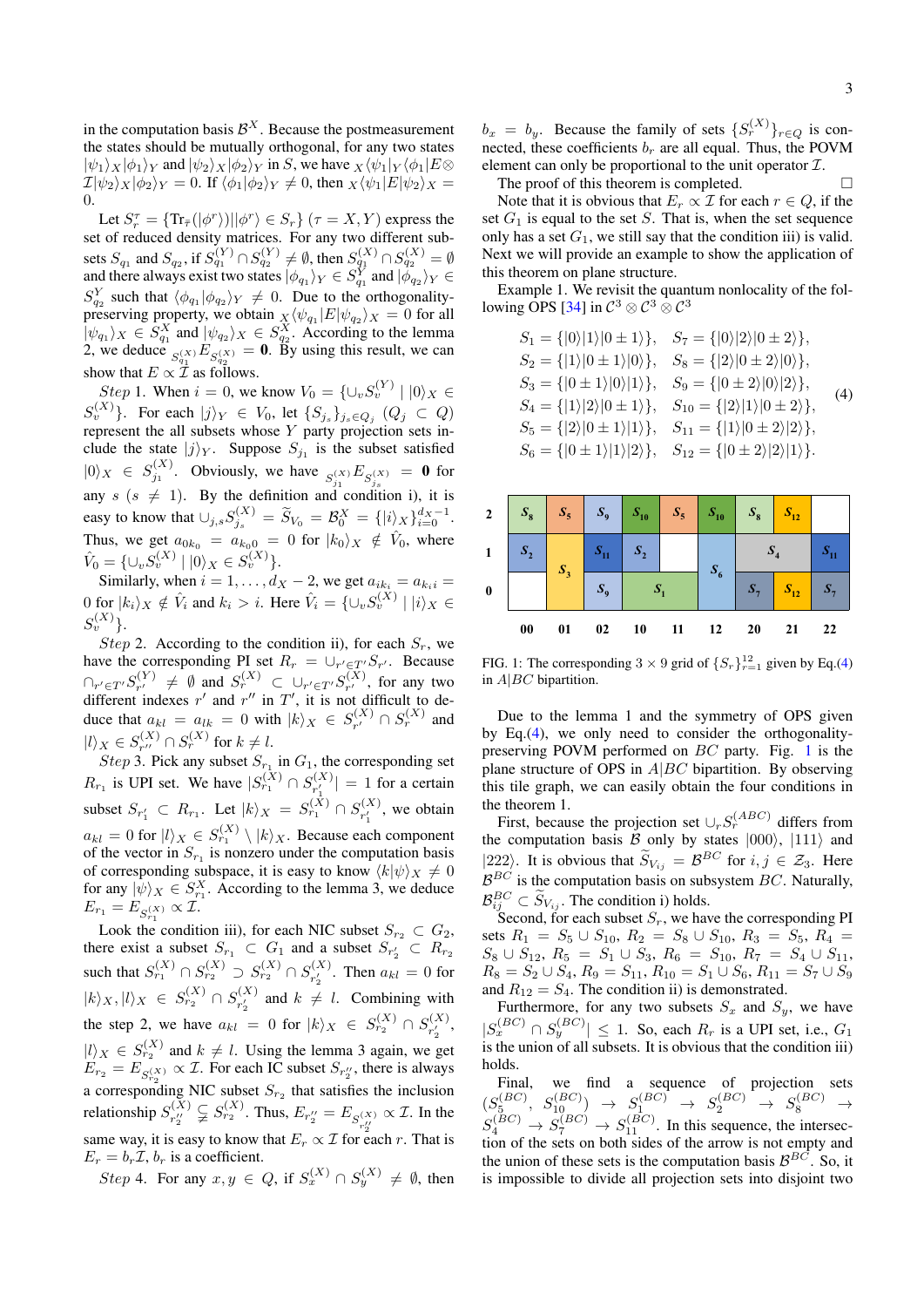in the computation basis $\mathcal{B}^X$. Because the postmeasurement the states should be mutually orthogonal, for any two states $|\psi_1\rangle_X|\phi_1\rangle_Y$ and $|\psi_2\rangle_X|\phi_2\rangle_Y$ in $S$, we have ${}_X\langle\psi_1|_Y\langle\phi_1|E\otimes\mathcal{I}|\psi_2\rangle_X|\phi_2\rangle_Y = 0$. If $\langle\phi_1|\phi_2\rangle_Y \neq 0$, then ${}_X\langle\psi_1|E|\psi_2\rangle_X = 0$.

Let $S_r^{\tau} = \{\mathrm{Tr}_{\bar{\tau}}(|\phi^r\rangle\langle\phi^r|) \in S_r\}$ ($\tau = X, Y$) express the set of reduced density matrices. For any two different subsets $S_{q_1}$ and $S_{q_2}$, if $S_{q_1}^{(Y)} \cap S_{q_2}^{(Y)} \neq \emptyset$, then $S_{q_1}^{(X)} \cap S_{q_2}^{(X)} = \emptyset$ and there always exist two states $|\phi_{q_1}\rangle_Y \in S_{q_1}^Y$ and $|\phi_{q_2}\rangle_Y \in S_{q_2}^Y$ such that $\langle\phi_{q_1}|\phi_{q_2}\rangle_Y \neq 0$. Due to the orthogonality-preserving property, we obtain ${}_X\langle\psi_{q_1}|E|\psi_{q_2}\rangle_X = 0$ for all $|\psi_{q_1}\rangle_X \in S_{q_1}^X$ and $|\psi_{q_2}\rangle_X \in S_{q_2}^X$. According to the lemma 2, we deduce ${}_{S_{q_1}^{(X)}}E_{S_{q_2}^{(X)}} = \mathbf{0}$. By using this result, we can show that $E \propto \mathcal{I}$ as follows.

*Step* 1. When $i = 0$, we know $V_0 = \{\cup_v S_v^{(Y)} \mid |0\rangle_X \in S_v^{(X)}\}$. For each $|j\rangle_Y \in V_0$, let $\{S_{j_s}\}_{j_s \in Q_j}$ ($Q_j \subset Q$) represent the all subsets whose $Y$ party projection sets include the state $|j\rangle_Y$. Suppose $S_{j_1}$ is the subset satisfied $|0\rangle_X \in S_{j_1}^{(X)}$. Obviously, we have ${}_{S_{j_1}^{(X)}}E_{S_{j_s}^{(X)}} = \mathbf{0}$ for any $s$ ($s \neq 1$). By the definition and condition i), it is easy to know that $\cup_{j,s} S_{j_s}^{(X)} = \widetilde{S}_{V_0} = \mathcal{B}_0^X = \{|i\rangle_X\}_{i=0}^{d_X-1}$. Thus, we get $a_{0k_0} = a_{k_00} = 0$ for $|k_0\rangle_X \notin \hat{V}_0$, where $\hat{V}_0 = \{\cup_v S_v^{(X)} \mid |0\rangle_X \in S_v^{(X)}\}$.

Similarly, when $i = 1, \ldots, d_X - 2$, we get $a_{ik_i} = a_{k_ii} = 0$ for $|k_i\rangle_X \notin \hat{V}_i$ and $k_i > i$. Here $\hat{V}_i = \{\cup_v S_v^{(X)} \mid |i\rangle_X \in S_v^{(X)}\}$.

*Step* 2. According to the condition ii), for each $S_r$, we have the corresponding PI set $R_r = \cup_{r' \in T'} S_{r'}$. Because $\cap_{r' \in T'} S_{r'}^{(Y)} \neq \emptyset$ and $S_r^{(X)} \subset \cup_{r' \in T'} S_{r'}^{(X)}$, for any two different indexes $r'$ and $r''$ in $T'$, it is not difficult to deduce that $a_{kl} = a_{lk} = 0$ with $|k\rangle_X \in S_{r'}^{(X)} \cap S_r^{(X)}$ and $|l\rangle_X \in S_{r''}^{(X)} \cap S_r^{(X)}$ for $k \neq l$.

*Step* 3. Pick any subset $S_{r_1}$ in $G_1$, the corresponding set $R_{r_1}$ is UPI set. We have $|S_{r_1}^{(X)} \cap S_{r_1'}^{(X)}| = 1$ for a certain subset $S_{r_1'} \subset R_{r_1}$. Let $|k\rangle_X = S_{r_1}^{(X)} \cap S_{r_1'}^{(X)}$, we obtain $a_{kl} = 0$ for $|l\rangle_X \in S_{r_1}^{(X)} \setminus |k\rangle_X$. Because each component of the vector in $S_{r_1}$ is nonzero under the computation basis of corresponding subspace, it is easy to know $\langle k|\psi\rangle_X \neq 0$ for any $|\psi\rangle_X \in S_{r_1}^X$. According to the lemma 3, we deduce $E_{r_1} = E_{S_{r_1}^{(X)}} \propto \mathcal{I}$.

Look the condition iii), for each NIC subset $S_{r_2} \subset G_2$, there exist a subset $S_{r_1} \subset G_1$ and a subset $S_{r_2'} \subset R_{r_2}$ such that $S_{r_1}^{(X)} \cap S_{r_2}^{(X)} \supset S_{r_2}^{(X)} \cap S_{r_2'}^{(X)}$. Then $a_{kl} = 0$ for $|k\rangle_X, |l\rangle_X \in S_{r_2}^{(X)} \cap S_{r_2'}^{(X)}$ and $k \neq l$. Combining with the step 2, we have $a_{kl} = 0$ for $|k\rangle_X \in S_{r_2}^{(X)} \cap S_{r_2'}^{(X)}$, $|l\rangle_X \in S_{r_2}^{(X)}$ and $k \neq l$. Using the lemma 3 again, we get $E_{r_2} = E_{S_{r_2}^{(X)}} \propto \mathcal{I}$. For each IC subset $S_{r_2''}$, there is always a corresponding NIC subset $S_{r_2}$ that satisfies the inclusion relationship $S_{r_2''}^{(X)} \subsetneqq S_{r_2}^{(X)}$. Thus, $E_{r_2''} = E_{S_{r_2''}^{(X)}} \propto \mathcal{I}$. In the same way, it is easy to know that $E_r \propto \mathcal{I}$ for each $r$. That is $E_r = b_r\mathcal{I}$, $b_r$ is a coefficient.

*Step* 4. For any $x, y \in Q$, if $S_x^{(X)} \cap S_y^{(X)} \neq \emptyset$, then $b_x = b_y$. Because the family of sets $\{S_r^{(X)}\}_{r \in Q}$ is connected, these coefficients $b_r$ are all equal. Thus, the POVM element can only be proportional to the unit operator $\mathcal{I}$.

The proof of this theorem is completed. $\square$

Note that it is obvious that $E_r \propto \mathcal{I}$ for each $r \in Q$, if the set $G_1$ is equal to the set $S$. That is, when the set sequence only has a set $G_1$, we still say that the condition iii) is valid. Next we will provide an example to show the application of this theorem on plane structure.

Example 1. We revisit the quantum nonlocality of the following OPS [34] in $\mathcal{C}^3 \otimes \mathcal{C}^3 \otimes \mathcal{C}^3$

$$
\begin{aligned}
S_1 &= \{|0\rangle|1\rangle|0 \pm 1\rangle\}, & S_7 &= \{|0\rangle|2\rangle|0 \pm 2\rangle\}, \\
S_2 &= \{|1\rangle|0 \pm 1\rangle|0\rangle\}, & S_8 &= \{|2\rangle|0 \pm 2\rangle|0\rangle\}, \\
S_3 &= \{|0 \pm 1\rangle|0\rangle|1\rangle\}, & S_9 &= \{|0 \pm 2\rangle|0\rangle|2\rangle\}, \\
S_4 &= \{|1\rangle|2\rangle|0 \pm 1\rangle\}, & S_{10} &= \{|2\rangle|1\rangle|0 \pm 2\rangle\}, \\
S_5 &= \{|2\rangle|0 \pm 1\rangle|1\rangle\}, & S_{11} &= \{|1\rangle|0 \pm 2\rangle|2\rangle\}, \\
S_6 &= \{|0 \pm 1\rangle|1\rangle|2\rangle\}, & S_{12} &= \{|0 \pm 2\rangle|2\rangle|1\rangle\}.
\end{aligned} \tag{4}
$$

| | 00 | 01 | 02 | 10 | 11 | 12 | 20 | 21 | 22 |
|---|---|---|---|---|---|---|---|---|---|
| 2 | $S_8$ | $S_5$ | $S_9$ | $S_{10}$ | $S_5$ | $S_{10}$ | $S_8$ | $S_{12}$ | |
| 1 | $S_2$ | $S_3$ | $S_{11}$ | $S_2$ | | $S_6$ | $S_4$ | $S_4$ | $S_{11}$ |
| 0 | | $S_3$ | $S_9$ | $S_1$ | $S_1$ | $S_6$ | $S_7$ | $S_{12}$ | $S_7$ |

FIG. 1: The corresponding $3 \times 9$ grid of $\{S_r\}_{r=1}^{12}$ given by Eq.(4) in $A|BC$ bipartition.

Due to the lemma 1 and the symmetry of OPS given by Eq.(4), we only need to consider the orthogonality-preserving POVM performed on $BC$ party. Fig. 1 is the plane structure of OPS in $A|BC$ bipartition. By observing this tile graph, we can easily obtain the four conditions in the theorem 1.

First, because the projection set $\cup_r S_r^{(ABC)}$ differs from the computation basis $\mathcal{B}$ only by states $|000\rangle$, $|111\rangle$ and $|222\rangle$. It is obvious that $\widetilde{S}_{V_{ij}} = \mathcal{B}^{BC}$ for $i, j \in \mathcal{Z}_3$. Here $\mathcal{B}^{BC}$ is the computation basis on subsystem $BC$. Naturally, $\mathcal{B}_{ij}^{BC} \subset \widetilde{S}_{V_{ij}}$. The condition i) holds.

Second, for each subset $S_r$, we have the corresponding PI sets $R_1 = S_5 \cup S_{10}$, $R_2 = S_8 \cup S_{10}$, $R_3 = S_5$, $R_4 = S_8 \cup S_{12}$, $R_5 = S_1 \cup S_3$, $R_6 = S_{10}$, $R_7 = S_4 \cup S_{11}$, $R_8 = S_2 \cup S_4$, $R_9 = S_{11}$, $R_{10} = S_1 \cup S_6$, $R_{11} = S_7 \cup S_9$ and $R_{12} = S_4$. The condition ii) is demonstrated.

Furthermore, for any two subsets $S_x$ and $S_y$, we have $|S_x^{(BC)} \cap S_y^{(BC)}| \leq 1$. So, each $R_r$ is a UPI set, i.e., $G_1$ is the union of all subsets. It is obvious that the condition iii) holds.

Final, we find a sequence of projection sets $(S_5^{(BC)}, S_{10}^{(BC)}) \to S_1^{(BC)} \to S_2^{(BC)} \to S_8^{(BC)} \to S_4^{(BC)} \to S_7^{(BC)} \to S_{11}^{(BC)}$. In this sequence, the intersection of the sets on both sides of the arrow is not empty and the union of these sets is the computation basis $\mathcal{B}^{BC}$. So, it is impossible to divide all projection sets into disjoint two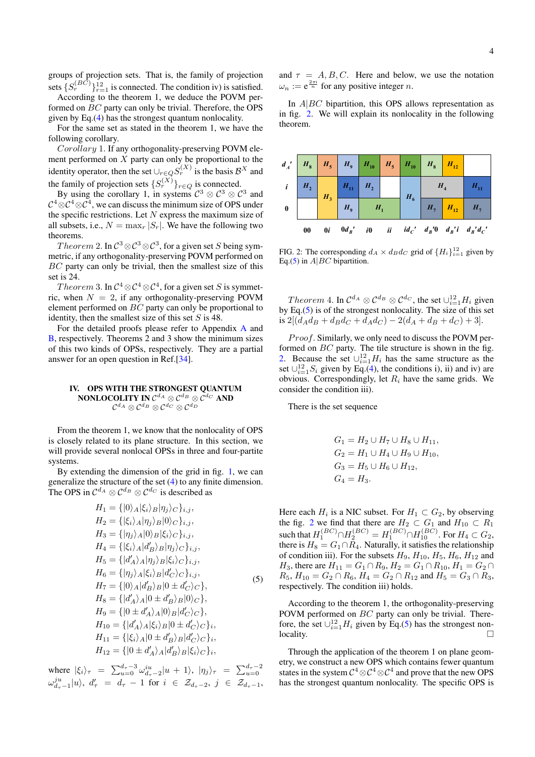groups of projection sets. That is, the family of projection sets $\{S_r^{(BC)}\}_{r=1}^{12}$ is connected. The condition iv) is satisfied.

According to the theorem 1, we deduce the POVM performed on $BC$ party can only be trivial. Therefore, the OPS given by Eq.(4) has the strongest quantum nonlocality.

For the same set as stated in the theorem 1, we have the following corollary.

*Corollary* 1. If any orthogonality-preserving POVM element performed on $X$ party can only be proportional to the identity operator, then the set $\cup_{r\in Q} S_r^{(X)}$ is the basis $\mathcal{B}^X$ and the family of projection sets $\{S_r^{(X)}\}_{r\in Q}$ is connected.

By using the corollary 1, in systems $\mathcal{C}^3\otimes\mathcal{C}^3\otimes\mathcal{C}^3$ and $\mathcal{C}^4\otimes\mathcal{C}^4\otimes\mathcal{C}^4$, we can discuss the minimum size of OPS under the specific restrictions. Let $N$ express the maximum size of all subsets, i.e., $N=\max_r|S_r|$. We have the following two theorems.

*Theorem* 2. In $\mathcal{C}^3\otimes\mathcal{C}^3\otimes\mathcal{C}^3$, for a given set $S$ being symmetric, if any orthogonality-preserving POVM performed on $BC$ party can only be trivial, then the smallest size of this set is 24.

*Theorem* 3. In $\mathcal{C}^4\otimes\mathcal{C}^4\otimes\mathcal{C}^4$, for a given set $S$ is symmetric, when $N=2$, if any orthogonality-preserving POVM element performed on $BC$ party can only be proportional to identity, then the smallest size of this set $S$ is 48.

For the detailed proofs please refer to Appendix A and B, respectively. Theorems 2 and 3 show the minimum sizes of this two kinds of OPSs, respectively. They are a partial answer for an open question in Ref.[34].

## IV. OPS WITH THE STRONGEST QUANTUM NONLOCOLITY IN $\mathcal{C}^{d_A}\otimes\mathcal{C}^{d_B}\otimes\mathcal{C}^{d_C}$ AND $\mathcal{C}^{d_A}\otimes\mathcal{C}^{d_B}\otimes\mathcal{C}^{d_C}\otimes\mathcal{C}^{d_D}$

From the theorem 1, we know that the nonlocality of OPS is closely related to its plane structure. In this section, we will provide several nonlocal OPSs in three and four-partite systems.

By extending the dimension of the grid in fig. 1, we can generalize the structure of the set (4) to any finite dimension. The OPS in $\mathcal{C}^{d_A}\otimes\mathcal{C}^{d_B}\otimes\mathcal{C}^{d_C}$ is described as

$$
\begin{aligned}
H_1 &= \{|0\rangle_A|\xi_i\rangle_B|\eta_j\rangle_C\}_{i,j},\\
H_2 &= \{|\xi_i\rangle_A|\eta_j\rangle_B|0\rangle_C\}_{i,j},\\
H_3 &= \{|\eta_j\rangle_A|0\rangle_B|\xi_i\rangle_C\}_{i,j},\\
H_4 &= \{|\xi_i\rangle_A|d_B'\rangle_B|\eta_j\rangle_C\}_{i,j},\\
H_5 &= \{|d_A'\rangle_A|\eta_j\rangle_B|\xi_i\rangle_C\}_{i,j},\\
H_6 &= \{|\eta_j\rangle_A|\xi_i\rangle_B|d_C'\rangle_C\}_{i,j},\\
H_7 &= \{|0\rangle_A|d_B'\rangle_B|0\pm d_C'\rangle_C\},\\
H_8 &= \{|d_A'\rangle_A|0\pm d_B'\rangle_B|0\rangle_C\},\\
H_9 &= \{|0\pm d_A'\rangle_A|0\rangle_B|d_C'\rangle_C\},\\
H_{10} &= \{|d_A'\rangle_A|\xi_i\rangle_B|0\pm d_C'\rangle_C\}_i,\\
H_{11} &= \{|\xi_i\rangle_A|0\pm d_B'\rangle_B|d_C'\rangle_C\}_i,\\
H_{12} &= \{|0\pm d_A'\rangle_A|d_B'\rangle_B|\xi_i\rangle_C\}_i,
\end{aligned}
\tag{5}
$$

where $|\xi_i\rangle_\tau=\sum_{u=0}^{d_\tau-3}\omega_{d_\tau-2}^{iu}|u+1\rangle$, $|\eta_j\rangle_\tau=\sum_{u=0}^{d_\tau-2}\omega_{d_\tau-1}^{ju}|u\rangle$, $d_\tau'=d_\tau-1$ for $i\in\mathcal{Z}_{d_\tau-2}$, $j\in\mathcal{Z}_{d_\tau-1}$, and $\tau=A,B,C$. Here and below, we use the notation $\omega_n:=\mathrm{e}^{\frac{2\pi i}{n}}$ for any positive integer $n$.

In $A|BC$ bipartition, this OPS allows representation as in fig. 2. We will explain its nonlocality in the following theorem.

| | | | | | | | | | |
|---|---|---|---|---|---|---|---|---|---|
| $d_A'$ | $H_8$ | $H_5$ | $H_9$ | $H_{10}$ | $H_5$ | $H_{10}$ | $H_8$ | $H_{12}$ | |
| $i$ | $H_2$ | $H_3$ | $H_{11}$ | $H_2$ | | $H_6$ | $H_4$ | $H_4$ | $H_{11}$ |
| $0$ | | $H_3$ | $H_9$ | $H_1$ | $H_1$ | $H_6$ | $H_7$ | $H_{12}$ | $H_7$ |
| | $00$ | $0i$ | $0d_B'$ | $i0$ | $ii$ | $id_C'$ | $d_B'0$ | $d_B'i$ | $d_B'd_C'$ |

FIG. 2: The corresponding $d_A\times d_Bd_C$ grid of $\{H_i\}_{i=1}^{12}$ given by Eq.(5) in $A|BC$ bipartition.

*Theorem* 4. In $\mathcal{C}^{d_A}\otimes\mathcal{C}^{d_B}\otimes\mathcal{C}^{d_C}$, the set $\cup_{i=1}^{12}H_i$ given by Eq.(5) is of the strongest nonlocality. The size of this set is $2[(d_Ad_B+d_Bd_C+d_Ad_C)-2(d_A+d_B+d_C)+3]$.

*Proof*. Similarly, we only need to discuss the POVM performed on $BC$ party. The tile structure is shown in the fig. 2. Because the set $\cup_{i=1}^{12}H_i$ has the same structure as the set $\cup_{i=1}^{12}S_i$ given by Eq.(4), the conditions i), ii) and iv) are obvious. Correspondingly, let $R_i$ have the same grids. We consider the condition iii).

There is the set sequence

$$
\begin{aligned}
G_1 &= H_2\cup H_7\cup H_8\cup H_{11},\\
G_2 &= H_1\cup H_4\cup H_9\cup H_{10},\\
G_3 &= H_5\cup H_6\cup H_{12},\\
G_4 &= H_3.
\end{aligned}
$$

Here each $H_i$ is a NIC subset. For $H_1\subset G_2$, by observing the fig. 2 we find that there are $H_2\subset G_1$ and $H_{10}\subset R_1$ such that $H_1^{(BC)}\cap H_2^{(BC)}=H_1^{(BC)}\cap H_{10}^{(BC)}$. For $H_4\subset G_2$, there is $H_8=G_1\cap R_4$. Naturally, it satisfies the relationship of condition iii). For the subsets $H_9$, $H_{10}$, $H_5$, $H_6$, $H_{12}$ and $H_3$, there are $H_{11}=G_1\cap R_9$, $H_2=G_1\cap R_{10}$, $H_1=G_2\cap R_5$, $H_{10}=G_2\cap R_6$, $H_4=G_2\cap R_{12}$ and $H_5=G_3\cap R_3$, respectively. The condition iii) holds.

According to the theorem 1, the orthogonality-preserving POVM performed on $BC$ party can only be trivial. Therefore, the set $\cup_{i=1}^{12}H_i$ given by Eq.(5) has the strongest nonlocality. $\square$

Through the application of the theorem 1 on plane geometry, we construct a new OPS which contains fewer quantum states in the system $\mathcal{C}^4\otimes\mathcal{C}^4\otimes\mathcal{C}^4$ and prove that the new OPS has the strongest quantum nonlocality. The specific OPS is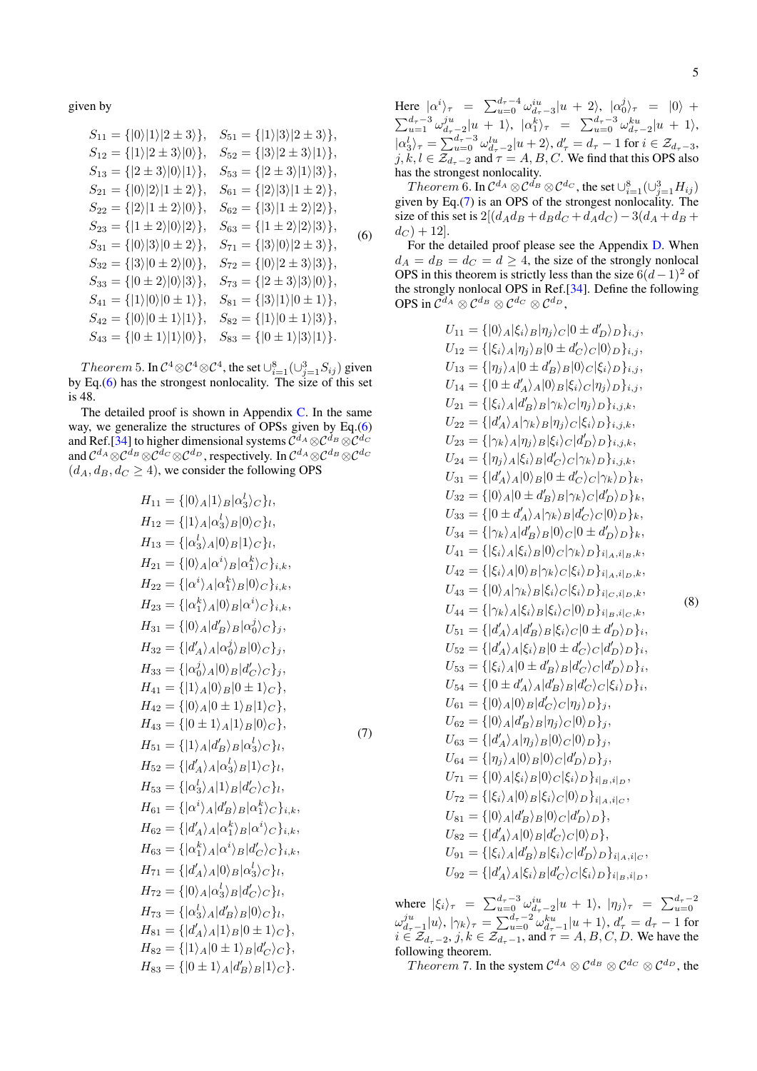given by

$$
\begin{aligned}
&S_{11}=\{|0\rangle|1\rangle|2\pm 3\rangle\}, \quad S_{51}=\{|1\rangle|3\rangle|2\pm 3\rangle\},\\
&S_{12}=\{|1\rangle|2\pm 3\rangle|0\rangle\}, \quad S_{52}=\{|3\rangle|2\pm 3\rangle|1\rangle\},\\
&S_{13}=\{|2\pm 3\rangle|0\rangle|1\rangle\}, \quad S_{53}=\{|2\pm 3\rangle|1\rangle|3\rangle\},\\
&S_{21}=\{|0\rangle|2\rangle|1\pm 2\rangle\}, \quad S_{61}=\{|2\rangle|3\rangle|1\pm 2\rangle\},\\
&S_{22}=\{|2\rangle|1\pm 2\rangle|0\rangle\}, \quad S_{62}=\{|3\rangle|1\pm 2\rangle|2\rangle\},\\
&S_{23}=\{|1\pm 2\rangle|0\rangle|2\rangle\}, \quad S_{63}=\{|1\pm 2\rangle|2\rangle|3\rangle\},\\
&S_{31}=\{|0\rangle|3\rangle|0\pm 2\rangle\}, \quad S_{71}=\{|3\rangle|0\rangle|2\pm 3\rangle\},\\
&S_{32}=\{|3\rangle|0\pm 2\rangle|0\rangle\}, \quad S_{72}=\{|0\rangle|2\pm 3\rangle|3\rangle\},\\
&S_{33}=\{|0\pm 2\rangle|0\rangle|3\rangle\}, \quad S_{73}=\{|2\pm 3\rangle|3\rangle|0\rangle\},\\
&S_{41}=\{|1\rangle|0\rangle|0\pm 1\rangle\}, \quad S_{81}=\{|3\rangle|1\rangle|0\pm 1\rangle\},\\
&S_{42}=\{|0\rangle|0\pm 1\rangle|1\rangle\}, \quad S_{82}=\{|1\rangle|0\pm 1\rangle|3\rangle\},\\
&S_{43}=\{|0\pm 1\rangle|1\rangle|0\rangle\}, \quad S_{83}=\{|0\pm 1\rangle|3\rangle|1\rangle\}.
\end{aligned}
\tag{6}
$$

*Theorem* 5. In $\mathcal{C}^4\otimes\mathcal{C}^4\otimes\mathcal{C}^4$, the set $\cup_{i=1}^{8}(\cup_{j=1}^{3}S_{ij})$ given by Eq.(6) has the strongest nonlocality. The size of this set is 48.

The detailed proof is shown in Appendix C. In the same way, we generalize the structures of OPSs given by Eq.(6) and Ref.[34] to higher dimensional systems $\mathcal{C}^{d_A}\otimes\mathcal{C}^{d_B}\otimes\mathcal{C}^{d_C}$ and $\mathcal{C}^{d_A}\otimes\mathcal{C}^{d_B}\otimes\mathcal{C}^{d_C}\otimes\mathcal{C}^{d_D}$, respectively. In $\mathcal{C}^{d_A}\otimes\mathcal{C}^{d_B}\otimes\mathcal{C}^{d_C}$ ($d_A, d_B, d_C \geq 4$), we consider the following OPS

$$
\begin{aligned}
&H_{11}=\{|0\rangle_A|1\rangle_B|\alpha_3^l\rangle_C\}_l,\\
&H_{12}=\{|1\rangle_A|\alpha_3^l\rangle_B|0\rangle_C\}_l,\\
&H_{13}=\{|\alpha_3^l\rangle_A|0\rangle_B|1\rangle_C\}_l,\\
&H_{21}=\{|0\rangle_A|\alpha^i\rangle_B|\alpha_1^k\rangle_C\}_{i,k},\\
&H_{22}=\{|\alpha^i\rangle_A|\alpha_1^k\rangle_B|0\rangle_C\}_{i,k},\\
&H_{23}=\{|\alpha_1^k\rangle_A|0\rangle_B|\alpha^i\rangle_C\}_{i,k},\\
&H_{31}=\{|0\rangle_A|d_B'\rangle_B|\alpha_0^j\rangle_C\}_j,\\
&H_{32}=\{|d_A'\rangle_A|\alpha_0^j\rangle_B|0\rangle_C\}_j,\\
&H_{33}=\{|\alpha_0^j\rangle_A|0\rangle_B|d_C'\rangle_C\}_j,\\
&H_{41}=\{|1\rangle_A|0\rangle_B|0\pm 1\rangle_C\},\\
&H_{42}=\{|0\rangle_A|0\pm 1\rangle_B|1\rangle_C\},\\
&H_{43}=\{|0\pm 1\rangle_A|1\rangle_B|0\rangle_C\},\\
&H_{51}=\{|1\rangle_A|d_B'\rangle_B|\alpha_3^l\rangle_C\}_l,\\
&H_{52}=\{|d_A'\rangle_A|\alpha_3^l\rangle_B|1\rangle_C\}_l,\\
&H_{53}=\{|\alpha_3^l\rangle_A|1\rangle_B|d_C'\rangle_C\}_l,\\
&H_{61}=\{|\alpha^i\rangle_A|d_B'\rangle_B|\alpha_1^k\rangle_C\}_{i,k},\\
&H_{62}=\{|d_A'\rangle_A|\alpha_1^k\rangle_B|\alpha^i\rangle_C\}_{i,k},\\
&H_{63}=\{|\alpha_1^k\rangle_A|\alpha^i\rangle_B|d_C'\rangle_C\}_{i,k},\\
&H_{71}=\{|d_A'\rangle_A|0\rangle_B|\alpha_3^l\rangle_C\}_l,\\
&H_{72}=\{|0\rangle_A|\alpha_3^l\rangle_B|d_C'\rangle_C\}_l,\\
&H_{73}=\{|\alpha_3^l\rangle_A|d_B'\rangle_B|0\rangle_C\}_l,\\
&H_{81}=\{|d_A'\rangle_A|1\rangle_B|0\pm 1\rangle_C\},\\
&H_{82}=\{|1\rangle_A|0\pm 1\rangle_B|d_C'\rangle_C\},\\
&H_{83}=\{|0\pm 1\rangle_A|d_B'\rangle_B|1\rangle_C\}.
\end{aligned}
\tag{7}
$$

Here $|\alpha^i\rangle_\tau=\sum_{u=0}^{d_\tau-4}\omega_{d_\tau-3}^{iu}|u+2\rangle$, $|\alpha_0^j\rangle_\tau=|0\rangle+\sum_{u=1}^{d_\tau-3}\omega_{d_\tau-2}^{ju}|u+1\rangle$, $|\alpha_1^k\rangle_\tau=\sum_{u=0}^{d_\tau-3}\omega_{d_\tau-2}^{ku}|u+1\rangle$, $|\alpha_3^l\rangle_\tau=\sum_{u=0}^{d_\tau-3}\omega_{d_\tau-2}^{lu}|u+2\rangle$, $d_\tau'=d_\tau-1$ for $i\in\mathcal{Z}_{d_\tau-3}$, $j,k,l\in\mathcal{Z}_{d_\tau-2}$ and $\tau=A,B,C$. We find that this OPS also has the strongest nonlocality.

*Theorem* 6. In $\mathcal{C}^{d_A}\otimes\mathcal{C}^{d_B}\otimes\mathcal{C}^{d_C}$, the set $\cup_{i=1}^{8}(\cup_{j=1}^{3}H_{ij})$ given by Eq.(7) is an OPS of the strongest nonlocality. The size of this set is $2[(d_Ad_B+d_Bd_C+d_Ad_C)-3(d_A+d_B+d_C)+12]$.

For the detailed proof please see the Appendix D. When $d_A=d_B=d_C=d\geq 4$, the size of the strongly nonlocal OPS in this theorem is strictly less than the size $6(d-1)^2$ of the strongly nonlocal OPS in Ref.[34]. Define the following OPS in $\mathcal{C}^{d_A}\otimes\mathcal{C}^{d_B}\otimes\mathcal{C}^{d_C}\otimes\mathcal{C}^{d_D}$,

$$
\begin{aligned}
&U_{11}=\{|0\rangle_A|\xi_i\rangle_B|\eta_j\rangle_C|0\pm d_D'\rangle_D\}_{i,j},\\
&U_{12}=\{|\xi_i\rangle_A|\eta_j\rangle_B|0\pm d_C'\rangle_C|0\rangle_D\}_{i,j},\\
&U_{13}=\{|\eta_j\rangle_A|0\pm d_B'\rangle_B|0\rangle_C|\xi_i\rangle_D\}_{i,j},\\
&U_{14}=\{|0\pm d_A'\rangle_A|0\rangle_B|\xi_i\rangle_C|\eta_j\rangle_D\}_{i,j},\\
&U_{21}=\{|\xi_i\rangle_A|d_B'\rangle_B|\gamma_k\rangle_C|\eta_j\rangle_D\}_{i,j,k},\\
&U_{22}=\{|d_A'\rangle_A|\gamma_k\rangle_B|\eta_j\rangle_C|\xi_i\rangle_D\}_{i,j,k},\\
&U_{23}=\{|\gamma_k\rangle_A|\eta_j\rangle_B|\xi_i\rangle_C|d_D'\rangle_D\}_{i,j,k},\\
&U_{24}=\{|\eta_j\rangle_A|\xi_i\rangle_B|d_C'\rangle_C|\gamma_k\rangle_D\}_{i,j,k},\\
&U_{31}=\{|d_A'\rangle_A|0\rangle_B|0\pm d_C'\rangle_C|\gamma_k\rangle_D\}_k,\\
&U_{32}=\{|0\rangle_A|0\pm d_B'\rangle_B|\gamma_k\rangle_C|d_D'\rangle_D\}_k,\\
&U_{33}=\{|0\pm d_A'\rangle_A|\gamma_k\rangle_B|d_C'\rangle_C|0\rangle_D\}_k,\\
&U_{34}=\{|\gamma_k\rangle_A|d_B'\rangle_B|0\rangle_C|0\pm d_D'\rangle_D\}_k,\\
&U_{41}=\{|\xi_i\rangle_A|\xi_i\rangle_B|0\rangle_C|\gamma_k\rangle_D\}_{i|_A,i|_B,k},\\
&U_{42}=\{|\xi_i\rangle_A|0\rangle_B|\gamma_k\rangle_C|\xi_i\rangle_D\}_{i|_A,i|_D,k},\\
&U_{43}=\{|0\rangle_A|\gamma_k\rangle_B|\xi_i\rangle_C|\xi_i\rangle_D\}_{i|_C,i|_D,k},\\
&U_{44}=\{|\gamma_k\rangle_A|\xi_i\rangle_B|\xi_i\rangle_C|0\rangle_D\}_{i|_B,i|_C,k},\\
&U_{51}=\{|d_A'\rangle_A|d_B'\rangle_B|\xi_i\rangle_C|0\pm d_D'\rangle_D\}_i,\\
&U_{52}=\{|d_A'\rangle_A|\xi_i\rangle_B|0\pm d_C'\rangle_C|d_D'\rangle_D\}_i,\\
&U_{53}=\{|\xi_i\rangle_A|0\pm d_B'\rangle_B|d_C'\rangle_C|d_D'\rangle_D\}_i,\\
&U_{54}=\{|0\pm d_A'\rangle_A|d_B'\rangle_B|d_C'\rangle_C|\xi_i\rangle_D\}_i,\\
&U_{61}=\{|0\rangle_A|0\rangle_B|d_C'\rangle_C|\eta_j\rangle_D\}_j,\\
&U_{62}=\{|0\rangle_A|d_B'\rangle_B|\eta_j\rangle_C|0\rangle_D\}_j,\\
&U_{63}=\{|d_A'\rangle_A|\eta_j\rangle_B|0\rangle_C|0\rangle_D\}_j,\\
&U_{64}=\{|\eta_j\rangle_A|0\rangle_B|0\rangle_C|d_D'\rangle_D\}_j,\\
&U_{71}=\{|0\rangle_A|\xi_i\rangle_B|0\rangle_C|\xi_i\rangle_D\}_{i|_B,i|_D},\\
&U_{72}=\{|\xi_i\rangle_A|0\rangle_B|\xi_i\rangle_C|0\rangle_D\}_{i|_A,i|_C},\\
&U_{81}=\{|0\rangle_A|d_B'\rangle_B|0\rangle_C|d_D'\rangle_D\},\\
&U_{82}=\{|d_A'\rangle_A|0\rangle_B|d_C'\rangle_C|0\rangle_D\},\\
&U_{91}=\{|\xi_i\rangle_A|d_B'\rangle_B|\xi_i\rangle_C|d_D'\rangle_D\}_{i|_A,i|_C},\\
&U_{92}=\{|d_A'\rangle_A|\xi_i\rangle_B|d_C'\rangle_C|\xi_i\rangle_D\}_{i|_B,i|_D},
\end{aligned}
\tag{8}
$$

where $|\xi_i\rangle_\tau=\sum_{u=0}^{d_\tau-3}\omega_{d_\tau-2}^{iu}|u+1\rangle$, $|\eta_j\rangle_\tau=\sum_{u=0}^{d_\tau-2}\omega_{d_\tau-1}^{ju}|u\rangle$, $|\gamma_k\rangle_\tau=\sum_{u=0}^{d_\tau-2}\omega_{d_\tau-1}^{ku}|u+1\rangle$, $d_\tau'=d_\tau-1$ for $i\in\mathcal{Z}_{d_\tau-2}$, $j,k\in\mathcal{Z}_{d_\tau-1}$, and $\tau=A,B,C,D$. We have the following theorem.

*Theorem* 7. In the system $\mathcal{C}^{d_A}\otimes\mathcal{C}^{d_B}\otimes\mathcal{C}^{d_C}\otimes\mathcal{C}^{d_D}$, the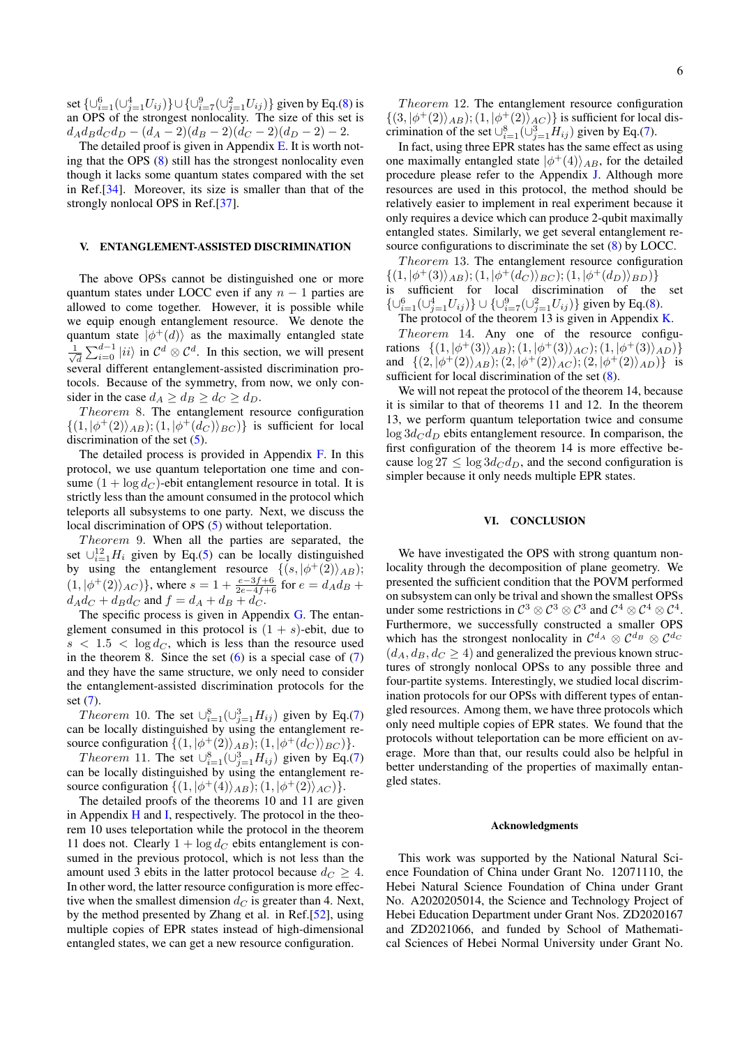set $\{\cup_{i=1}^{6}(\cup_{j=1}^{4}U_{ij})\}\cup\{\cup_{i=7}^{9}(\cup_{j=1}^{2}U_{ij})\}$ given by Eq.(8) is an OPS of the strongest nonlocality. The size of this set is $d_Ad_Bd_Cd_D-(d_A-2)(d_B-2)(d_C-2)(d_D-2)-2$.

The detailed proof is given in Appendix E. It is worth noting that the OPS (8) still has the strongest nonlocality even though it lacks some quantum states compared with the set in Ref.[34]. Moreover, its size is smaller than that of the strongly nonlocal OPS in Ref.[37].

## V. ENTANGLEMENT-ASSISTED DISCRIMINATION

The above OPSs cannot be distinguished one or more quantum states under LOCC even if any $n-1$ parties are allowed to come together. However, it is possible while we equip enough entanglement resource. We denote the quantum state $|\phi^+(d)\rangle$ as the maximally entangled state $\frac{1}{\sqrt{d}}\sum_{i=0}^{d-1}|ii\rangle$ in $\mathcal{C}^d\otimes\mathcal{C}^d$. In this section, we will present several different entanglement-assisted discrimination protocols. Because of the symmetry, from now, we only consider in the case $d_A\geq d_B\geq d_C\geq d_D$.

*Theorem* 8. The entanglement resource configuration $\{(1,|\phi^+(2)\rangle_{AB});(1,|\phi^+(d_C)\rangle_{BC})\}$ is sufficient for local discrimination of the set (5).

The detailed process is provided in Appendix F. In this protocol, we use quantum teleportation one time and consume $(1+\log d_C)$-ebit entanglement resource in total. It is strictly less than the amount consumed in the protocol which teleports all subsystems to one party. Next, we discuss the local discrimination of OPS (5) without teleportation.

*Theorem* 9. When all the parties are separated, the set $\cup_{i=1}^{12}H_i$ given by Eq.(5) can be locally distinguished by using the entanglement resource $\{(s,|\phi^+(2)\rangle_{AB})$; $(1,|\phi^+(2)\rangle_{AC})\}$, where $s=1+\frac{e-3f+6}{2e-4f+6}$ for $e=d_Ad_B+d_Ad_C+d_Bd_C$ and $f=d_A+d_B+d_C$.

The specific process is given in Appendix G. The entanglement consumed in this protocol is $(1+s)$-ebit, due to $s<1.5<\log d_C$, which is less than the resource used in the theorem 8. Since the set (6) is a special case of (7) and they have the same structure, we only need to consider the entanglement-assisted discrimination protocols for the set (7).

*Theorem* 10. The set $\cup_{i=1}^{8}(\cup_{j=1}^{3}H_{ij})$ given by Eq.(7) can be locally distinguished by using the entanglement resource configuration $\{(1,|\phi^+(2)\rangle_{AB});(1,|\phi^+(d_C)\rangle_{BC})\}$.

*Theorem* 11. The set $\cup_{i=1}^{8}(\cup_{j=1}^{3}H_{ij})$ given by Eq.(7) can be locally distinguished by using the entanglement resource configuration $\{(1,|\phi^+(4)\rangle_{AB});(1,|\phi^+(2)\rangle_{AC})\}$.

The detailed proofs of the theorems 10 and 11 are given in Appendix H and I, respectively. The protocol in the theorem 10 uses teleportation while the protocol in the theorem 11 does not. Clearly $1+\log d_C$ ebits entanglement is consumed in the previous protocol, which is not less than the amount used 3 ebits in the latter protocol because $d_C\geq 4$. In other word, the latter resource configuration is more effective when the smallest dimension $d_C$ is greater than 4. Next, by the method presented by Zhang et al. in Ref.[52], using multiple copies of EPR states instead of high-dimensional entangled states, we can get a new resource configuration.

*Theorem* 12. The entanglement resource configuration $\{(3,|\phi^+(2)\rangle_{AB});(1,|\phi^+(2)\rangle_{AC})\}$ is sufficient for local discrimination of the set $\cup_{i=1}^{8}(\cup_{j=1}^{3}H_{ij})$ given by Eq.(7).

In fact, using three EPR states has the same effect as using one maximally entangled state $|\phi^+(4)\rangle_{AB}$, for the detailed procedure please refer to the Appendix J. Although more resources are used in this protocol, the method should be relatively easier to implement in real experiment because it only requires a device which can produce 2-qubit maximally entangled states. Similarly, we get several entanglement resource configurations to discriminate the set (8) by LOCC.

*Theorem* 13. The entanglement resource configuration $\{(1,|\phi^+(3)\rangle_{AB});(1,|\phi^+(d_C)\rangle_{BC});(1,|\phi^+(d_D)\rangle_{BD})\}$ is sufficient for local discrimination of the set $\{\cup_{i=1}^{6}(\cup_{j=1}^{4}U_{ij})\}\cup\{\cup_{i=7}^{9}(\cup_{j=1}^{2}U_{ij})\}$ given by Eq.(8).

The protocol of the theorem 13 is given in Appendix K.

*Theorem* 14. Any one of the resource configurations $\{(1,|\phi^+(3)\rangle_{AB});(1,|\phi^+(3)\rangle_{AC});(1,|\phi^+(3)\rangle_{AD})\}$ and $\{(2,|\phi^+(2)\rangle_{AB});(2,|\phi^+(2)\rangle_{AC});(2,|\phi^+(2)\rangle_{AD})\}$ is sufficient for local discrimination of the set (8).

We will not repeat the protocol of the theorem 14, because it is similar to that of theorems 11 and 12. In the theorem 13, we perform quantum teleportation twice and consume $\log 3d_Cd_D$ ebits entanglement resource. In comparison, the first configuration of the theorem 14 is more effective because $\log 27\leq\log 3d_Cd_D$, and the second configuration is simpler because it only needs multiple EPR states.

## VI. CONCLUSION

We have investigated the OPS with strong quantum nonlocality through the decomposition of plane geometry. We presented the sufficient condition that the POVM performed on subsystem can only be trival and shown the smallest OPSs under some restrictions in $\mathcal{C}^3\otimes\mathcal{C}^3\otimes\mathcal{C}^3$ and $\mathcal{C}^4\otimes\mathcal{C}^4\otimes\mathcal{C}^4$. Furthermore, we successfully constructed a smaller OPS which has the strongest nonlocality in $\mathcal{C}^{d_A}\otimes\mathcal{C}^{d_B}\otimes\mathcal{C}^{d_C}$ $(d_A,d_B,d_C\geq 4)$ and generalized the previous known structures of strongly nonlocal OPSs to any possible three and four-partite systems. Interestingly, we studied local discrimination protocols for our OPSs with different types of entangled resources. Among them, we have three protocols which only need multiple copies of EPR states. We found that the protocols without teleportation can be more efficient on average. More than that, our results could also be helpful in better understanding of the properties of maximally entangled states.

### Acknowledgments

This work was supported by the National Natural Science Foundation of China under Grant No. 12071110, the Hebei Natural Science Foundation of China under Grant No. A2020205014, the Science and Technology Project of Hebei Education Department under Grant Nos. ZD2020167 and ZD2021066, and funded by School of Mathematical Sciences of Hebei Normal University under Grant No.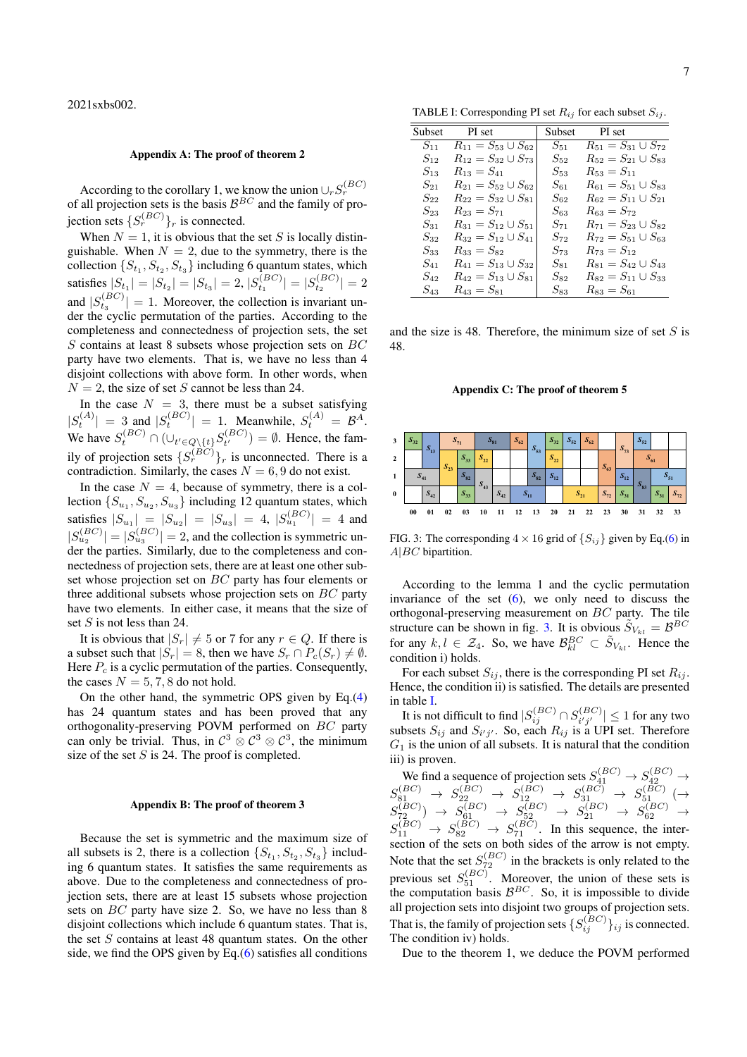2021sxbs002.

### Appendix A: The proof of theorem 2

According to the corollary 1, we know the union $\cup_r S_r^{(BC)}$ of all projection sets is the basis $\mathcal{B}^{BC}$ and the family of projection sets $\{S_r^{(BC)}\}_r$ is connected.

When $N=1$, it is obvious that the set $S$ is locally distinguishable. When $N=2$, due to the symmetry, there is the collection $\{S_{t_1}, S_{t_2}, S_{t_3}\}$ including 6 quantum states, which satisfies $|S_{t_1}| = |S_{t_2}| = |S_{t_3}| = 2$, $|S_{t_1}^{(BC)}| = |S_{t_2}^{(BC)}| = 2$ and $|S_{t_3}^{(BC)}| = 1$. Moreover, the collection is invariant under the cyclic permutation of the parties. According to the completeness and connectedness of projection sets, the set $S$ contains at least 8 subsets whose projection sets on $BC$ party have two elements. That is, we have no less than 4 disjoint collections with above form. In other words, when $N=2$, the size of set $S$ cannot be less than 24.

In the case $N=3$, there must be a subset satisfying $|S_t^{(A)}| = 3$ and $|S_t^{(BC)}| = 1$. Meanwhile, $S_t^{(A)} = \mathcal{B}^A$. We have $S_t^{(BC)} \cap (\cup_{t' \in Q \setminus \{t\}} S_{t'}^{(BC)}) = \emptyset$. Hence, the family of projection sets $\{S_r^{(BC)}\}_r$ is unconnected. There is a contradiction. Similarly, the cases $N=6,9$ do not exist.

In the case $N=4$, because of symmetry, there is a collection $\{S_{u_1}, S_{u_2}, S_{u_3}\}$ including 12 quantum states, which satisfies $|S_{u_1}| = |S_{u_2}| = |S_{u_3}| = 4$, $|S_{u_1}^{(BC)}| = 4$ and $|S_{u_2}^{(BC)}| = |S_{u_3}^{(BC)}| = 2$, and the collection is symmetric under the parties. Similarly, due to the completeness and connectedness of projection sets, there are at least one other subset whose projection set on $BC$ party has four elements or three additional subsets whose projection sets on $BC$ party have two elements. In either case, it means that the size of set $S$ is not less than 24.

It is obvious that $|S_r| \neq 5$ or 7 for any $r \in Q$. If there is a subset such that $|S_r| = 8$, then we have $S_r \cap P_c(S_r) \neq \emptyset$. Here $P_c$ is a cyclic permutation of the parties. Consequently, the cases $N=5,7,8$ do not hold.

On the other hand, the symmetric OPS given by Eq.(4) has 24 quantum states and has been proved that any orthogonality-preserving POVM performed on $BC$ party can only be trivial. Thus, in $\mathcal{C}^3 \otimes \mathcal{C}^3 \otimes \mathcal{C}^3$, the minimum size of the set $S$ is 24. The proof is completed.

### Appendix B: The proof of theorem 3

Because the set is symmetric and the maximum size of all subsets is 2, there is a collection $\{S_{t_1}, S_{t_2}, S_{t_3}\}$ including 6 quantum states. It satisfies the same requirements as above. Due to the completeness and connectedness of projection sets, there are at least 15 subsets whose projection sets on $BC$ party have size 2. So, we have no less than 8 disjoint collections which include 6 quantum states. That is, the set $S$ contains at least 48 quantum states. On the other side, we find the OPS given by Eq.(6) satisfies all conditions and the size is 48. Therefore, the minimum size of set $S$ is 48.

TABLE I: Corresponding PI set $R_{ij}$ for each subset $S_{ij}$.

| Subset | PI set | Subset | PI set |
|---|---|---|---|
| $S_{11}$ | $R_{11} = S_{53} \cup S_{62}$ | $S_{51}$ | $R_{51} = S_{31} \cup S_{72}$ |
| $S_{12}$ | $R_{12} = S_{32} \cup S_{73}$ | $S_{52}$ | $R_{52} = S_{21} \cup S_{83}$ |
| $S_{13}$ | $R_{13} = S_{41}$ | $S_{53}$ | $R_{53} = S_{11}$ |
| $S_{21}$ | $R_{21} = S_{52} \cup S_{62}$ | $S_{61}$ | $R_{61} = S_{51} \cup S_{83}$ |
| $S_{22}$ | $R_{22} = S_{32} \cup S_{81}$ | $S_{62}$ | $R_{62} = S_{11} \cup S_{21}$ |
| $S_{23}$ | $R_{23} = S_{71}$ | $S_{63}$ | $R_{63} = S_{72}$ |
| $S_{31}$ | $R_{31} = S_{12} \cup S_{51}$ | $S_{71}$ | $R_{71} = S_{23} \cup S_{82}$ |
| $S_{32}$ | $R_{32} = S_{12} \cup S_{41}$ | $S_{72}$ | $R_{72} = S_{51} \cup S_{63}$ |
| $S_{33}$ | $R_{33} = S_{82}$ | $S_{73}$ | $R_{73} = S_{12}$ |
| $S_{41}$ | $R_{41} = S_{13} \cup S_{32}$ | $S_{81}$ | $R_{81} = S_{42} \cup S_{43}$ |
| $S_{42}$ | $R_{42} = S_{13} \cup S_{81}$ | $S_{82}$ | $R_{82} = S_{11} \cup S_{33}$ |
| $S_{43}$ | $R_{43} = S_{81}$ | $S_{83}$ | $R_{83} = S_{61}$ |

### Appendix C: The proof of theorem 5

FIG. 3: The corresponding $4 \times 16$ grid of $\{S_{ij}\}$ given by Eq.(6) in $A|BC$ bipartition.

According to the lemma 1 and the cyclic permutation invariance of the set (6), we only need to discuss the orthogonal-preserving measurement on $BC$ party. The tile structure can be shown in fig. 3. It is obvious $\tilde{S}_{V_{kl}} = \mathcal{B}^{BC}$ for any $k, l \in \mathcal{Z}_4$. So, we have $\mathcal{B}_{kl}^{BC} \subset \tilde{S}_{V_{kl}}$. Hence the condition i) holds.

For each subset $S_{ij}$, there is the corresponding PI set $R_{ij}$. Hence, the condition ii) is satisfied. The details are presented in table I.

It is not difficult to find $|S_{ij}^{(BC)} \cap S_{i'j'}^{(BC)}| \leq 1$ for any two subsets $S_{ij}$ and $S_{i'j'}$. So, each $R_{ij}$ is a UPI set. Therefore $G_1$ is the union of all subsets. It is natural that the condition iii) is proven.

We find a sequence of projection sets $S_{41}^{(BC)} \to S_{42}^{(BC)} \to S_{81}^{(BC)} \to S_{22}^{(BC)} \to S_{12}^{(BC)} \to S_{31}^{(BC)} \to S_{51}^{(BC)}$ $(\to S_{72}^{(BC)}) \to S_{61}^{(BC)} \to S_{52}^{(BC)} \to S_{21}^{(BC)} \to S_{62}^{(BC)} \to S_{11}^{(BC)} \to S_{82}^{(BC)} \to S_{71}^{(BC)}$. In this sequence, the intersection of the sets on both sides of the arrow is not empty. Note that the set $S_{72}^{(BC)}$ in the brackets is only related to the previous set $S_{51}^{(BC)}$. Moreover, the union of these sets is the computation basis $\mathcal{B}^{BC}$. So, it is impossible to divide all projection sets into disjoint two groups of projection sets. That is, the family of projection sets $\{S_{ij}^{(BC)}\}_{ij}$ is connected. The condition iv) holds.

Due to the theorem 1, we deduce the POVM performed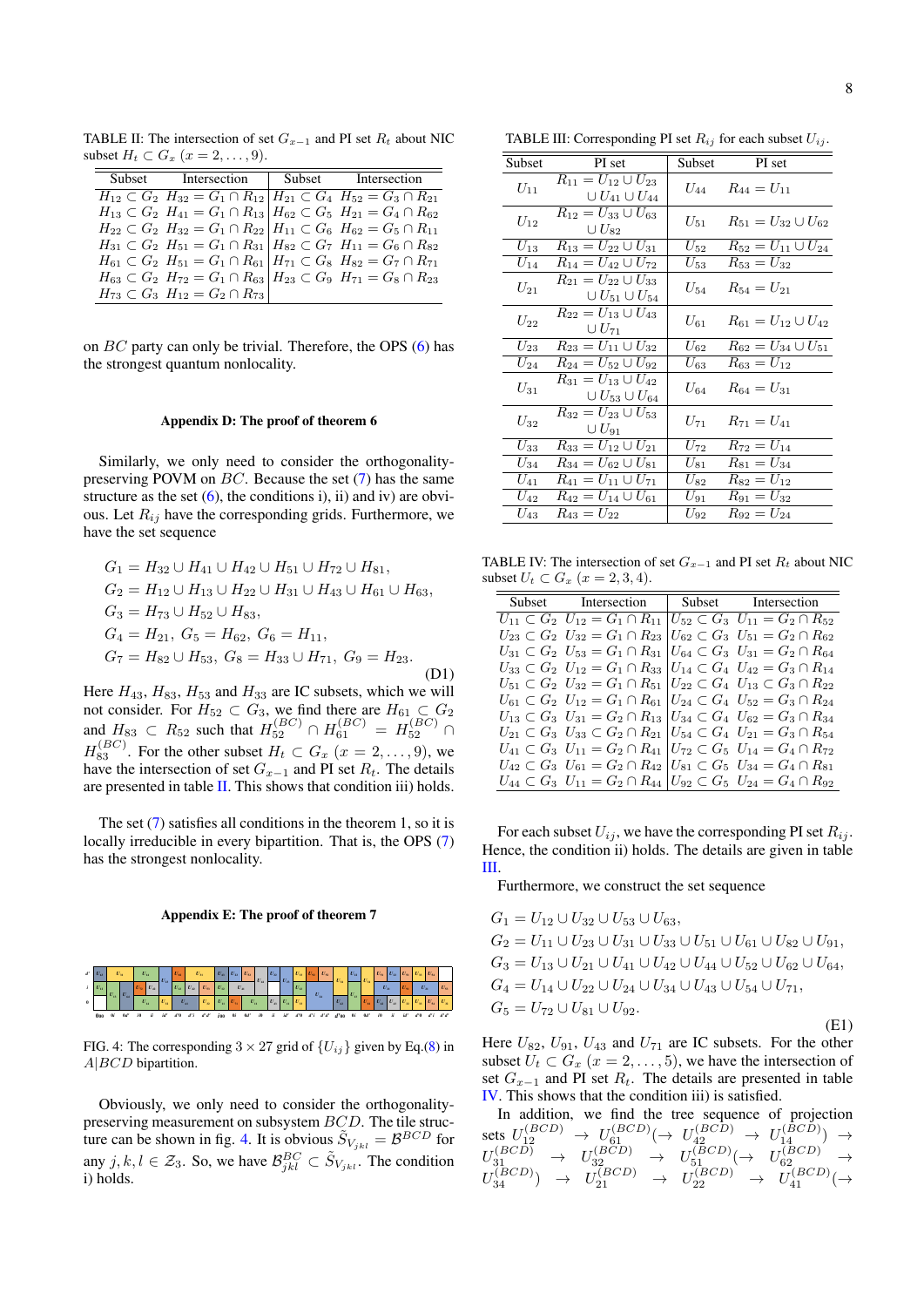TABLE II: The intersection of set $G_{x-1}$ and PI set $R_t$ about NIC subset $H_t \subset G_x$ $(x = 2, \ldots, 9)$.

| Subset | Intersection | Subset | Intersection |
|---|---|---|---|
| $H_{12} \subset G_2$ | $H_{32} = G_1 \cap R_{12}$ | $H_{21} \subset G_4$ | $H_{52} = G_3 \cap R_{21}$ |
| $H_{13} \subset G_2$ | $H_{41} = G_1 \cap R_{13}$ | $H_{62} \subset G_5$ | $H_{21} = G_4 \cap R_{62}$ |
| $H_{22} \subset G_2$ | $H_{32} = G_1 \cap R_{22}$ | $H_{11} \subset G_6$ | $H_{62} = G_5 \cap R_{11}$ |
| $H_{31} \subset G_2$ | $H_{51} = G_1 \cap R_{31}$ | $H_{82} \subset G_7$ | $H_{11} = G_6 \cap R_{82}$ |
| $H_{61} \subset G_2$ | $H_{51} = G_1 \cap R_{61}$ | $H_{71} \subset G_8$ | $H_{82} = G_7 \cap R_{71}$ |
| $H_{63} \subset G_2$ | $H_{72} = G_1 \cap R_{63}$ | $H_{23} \subset G_9$ | $H_{71} = G_8 \cap R_{23}$ |
| $H_{73} \subset G_3$ | $H_{12} = G_2 \cap R_{73}$ | | |

on $BC$ party can only be trivial. Therefore, the OPS (6) has the strongest quantum nonlocality.

## Appendix D: The proof of theorem 6

Similarly, we only need to consider the orthogonality-preserving POVM on $BC$. Because the set (7) has the same structure as the set (6), the conditions i), ii) and iv) are obvious. Let $R_{ij}$ have the corresponding grids. Furthermore, we have the set sequence

$$
\begin{aligned}
&G_1 = H_{32} \cup H_{41} \cup H_{42} \cup H_{51} \cup H_{72} \cup H_{81},\\
&G_2 = H_{12} \cup H_{13} \cup H_{22} \cup H_{31} \cup H_{43} \cup H_{61} \cup H_{63},\\
&G_3 = H_{73} \cup H_{52} \cup H_{83},\\
&G_4 = H_{21},\ G_5 = H_{62},\ G_6 = H_{11},\\
&G_7 = H_{82} \cup H_{53},\ G_8 = H_{33} \cup H_{71},\ G_9 = H_{23}.
\end{aligned} \tag{D1}
$$

Here $H_{43}$, $H_{83}$, $H_{53}$ and $H_{33}$ are IC subsets, which we will not consider. For $H_{52} \subset G_3$, we find there are $H_{61} \subset G_2$ and $H_{83} \subset R_{52}$ such that $H_{52}^{(BC)} \cap H_{61}^{(BC)} = H_{52}^{(BC)} \cap H_{83}^{(BC)}$. For the other subset $H_t \subset G_x$ $(x = 2, \ldots, 9)$, we have the intersection of set $G_{x-1}$ and PI set $R_t$. The details are presented in table II. This shows that condition iii) holds.

The set (7) satisfies all conditions in the theorem 1, so it is locally irreducible in every bipartition. That is, the OPS (7) has the strongest nonlocality.

## Appendix E: The proof of theorem 7

FIG. 4: The corresponding $3 \times 27$ grid of $\{U_{ij}\}$ given by Eq.(8) in $A|BCD$ bipartition.

Obviously, we only need to consider the orthogonality-preserving measurement on subsystem $BCD$. The tile structure can be shown in fig. 4. It is obvious $\tilde{S}_{V_{jkl}} = \mathcal{B}^{BCD}$ for any $j, k, l \in \mathcal{Z}_3$. So, we have $\mathcal{B}_{jkl}^{BC} \subset \tilde{S}_{V_{jkl}}$. The condition i) holds.

TABLE III: Corresponding PI set $R_{ij}$ for each subset $U_{ij}$.

| Subset | PI set | Subset | PI set |
|---|---|---|---|
| $U_{11}$ | $R_{11} = U_{12} \cup U_{23} \cup U_{41} \cup U_{44}$ | $U_{44}$ | $R_{44} = U_{11}$ |
| $U_{12}$ | $R_{12} = U_{33} \cup U_{63} \cup U_{82}$ | $U_{51}$ | $R_{51} = U_{32} \cup U_{62}$ |
| $U_{13}$ | $R_{13} = U_{22} \cup U_{31}$ | $U_{52}$ | $R_{52} = U_{11} \cup U_{24}$ |
| $U_{14}$ | $R_{14} = U_{42} \cup U_{72}$ | $U_{53}$ | $R_{53} = U_{32}$ |
| $U_{21}$ | $R_{21} = U_{22} \cup U_{33} \cup U_{51} \cup U_{54}$ | $U_{54}$ | $R_{54} = U_{21}$ |
| $U_{22}$ | $R_{22} = U_{13} \cup U_{43} \cup U_{71}$ | $U_{61}$ | $R_{61} = U_{12} \cup U_{42}$ |
| $U_{23}$ | $R_{23} = U_{11} \cup U_{32}$ | $U_{62}$ | $R_{62} = U_{34} \cup U_{51}$ |
| $U_{24}$ | $R_{24} = U_{52} \cup U_{92}$ | $U_{63}$ | $R_{63} = U_{12}$ |
| $U_{31}$ | $R_{31} = U_{13} \cup U_{42} \cup U_{53} \cup U_{64}$ | $U_{64}$ | $R_{64} = U_{31}$ |
| $U_{32}$ | $R_{32} = U_{23} \cup U_{53} \cup U_{91}$ | $U_{71}$ | $R_{71} = U_{41}$ |
| $U_{33}$ | $R_{33} = U_{12} \cup U_{21}$ | $U_{72}$ | $R_{72} = U_{14}$ |
| $U_{34}$ | $R_{34} = U_{62} \cup U_{81}$ | $U_{81}$ | $R_{81} = U_{34}$ |
| $U_{41}$ | $R_{41} = U_{11} \cup U_{71}$ | $U_{82}$ | $R_{82} = U_{12}$ |
| $U_{42}$ | $R_{42} = U_{14} \cup U_{61}$ | $U_{91}$ | $R_{91} = U_{32}$ |
| $U_{43}$ | $R_{43} = U_{22}$ | $U_{92}$ | $R_{92} = U_{24}$ |

TABLE IV: The intersection of set $G_{x-1}$ and PI set $R_t$ about NIC subset $U_t \subset G_x$ $(x = 2, 3, 4)$.

| Subset | Intersection | Subset | Intersection |
|---|---|---|---|
| $U_{11} \subset G_2$ | $U_{12} = G_1 \cap R_{11}$ | $U_{52} \subset G_3$ | $U_{11} = G_2 \cap R_{52}$ |
| $U_{23} \subset G_2$ | $U_{32} = G_1 \cap R_{23}$ | $U_{62} \subset G_3$ | $U_{51} = G_2 \cap R_{62}$ |
| $U_{31} \subset G_2$ | $U_{53} = G_1 \cap R_{31}$ | $U_{64} \subset G_3$ | $U_{31} = G_2 \cap R_{64}$ |
| $U_{33} \subset G_2$ | $U_{12} = G_1 \cap R_{33}$ | $U_{14} \subset G_4$ | $U_{42} = G_3 \cap R_{14}$ |
| $U_{51} \subset G_2$ | $U_{32} = G_1 \cap R_{51}$ | $U_{22} \subset G_4$ | $U_{13} = G_3 \cap R_{22}$ |
| $U_{61} \subset G_2$ | $U_{12} = G_1 \cap R_{61}$ | $U_{24} \subset G_4$ | $U_{52} = G_3 \cap R_{24}$ |
| $U_{13} \subset G_3$ | $U_{31} = G_2 \cap R_{13}$ | $U_{34} \subset G_4$ | $U_{62} = G_3 \cap R_{34}$ |
| $U_{21} \subset G_3$ | $U_{33} \subset G_2 \cap R_{21}$ | $U_{54} \subset G_4$ | $U_{21} = G_3 \cap R_{54}$ |
| $U_{41} \subset G_3$ | $U_{11} = G_2 \cap R_{41}$ | $U_{72} \subset G_5$ | $U_{14} = G_4 \cap R_{72}$ |
| $U_{42} \subset G_3$ | $U_{61} = G_2 \cap R_{42}$ | $U_{81} \subset G_5$ | $U_{34} = G_4 \cap R_{81}$ |
| $U_{44} \subset G_3$ | $U_{11} = G_2 \cap R_{44}$ | $U_{92} \subset G_5$ | $U_{24} = G_4 \cap R_{92}$ |

For each subset $U_{ij}$, we have the corresponding PI set $R_{ij}$. Hence, the condition ii) holds. The details are given in table III.

Furthermore, we construct the set sequence

$$
\begin{aligned}
&G_1 = U_{12} \cup U_{32} \cup U_{53} \cup U_{63},\\
&G_2 = U_{11} \cup U_{23} \cup U_{31} \cup U_{33} \cup U_{51} \cup U_{61} \cup U_{82} \cup U_{91},\\
&G_3 = U_{13} \cup U_{21} \cup U_{41} \cup U_{42} \cup U_{44} \cup U_{52} \cup U_{62} \cup U_{64},\\
&G_4 = U_{14} \cup U_{22} \cup U_{24} \cup U_{34} \cup U_{43} \cup U_{54} \cup U_{71},\\
&G_5 = U_{72} \cup U_{81} \cup U_{92}.
\end{aligned} \tag{E1}
$$

Here $U_{82}$, $U_{91}$, $U_{43}$ and $U_{71}$ are IC subsets. For the other subset $U_t \subset G_x$ $(x = 2, \ldots, 5)$, we have the intersection of set $G_{x-1}$ and PI set $R_t$. The details are presented in table IV. This shows that the condition iii) is satisfied.

In addition, we find the tree sequence of projection sets $U_{12}^{(BCD)} \to U_{61}^{(BCD)} (\to U_{42}^{(BCD)} \to U_{14}^{(BCD)}) \to U_{31}^{(BCD)} \to U_{32}^{(BCD)} \to U_{51}^{(BCD)} (\to U_{62}^{(BCD)} \to U_{34}^{(BCD)}) \to U_{21}^{(BCD)} \to U_{22}^{(BCD)} \to U_{41}^{(BCD)} (\to$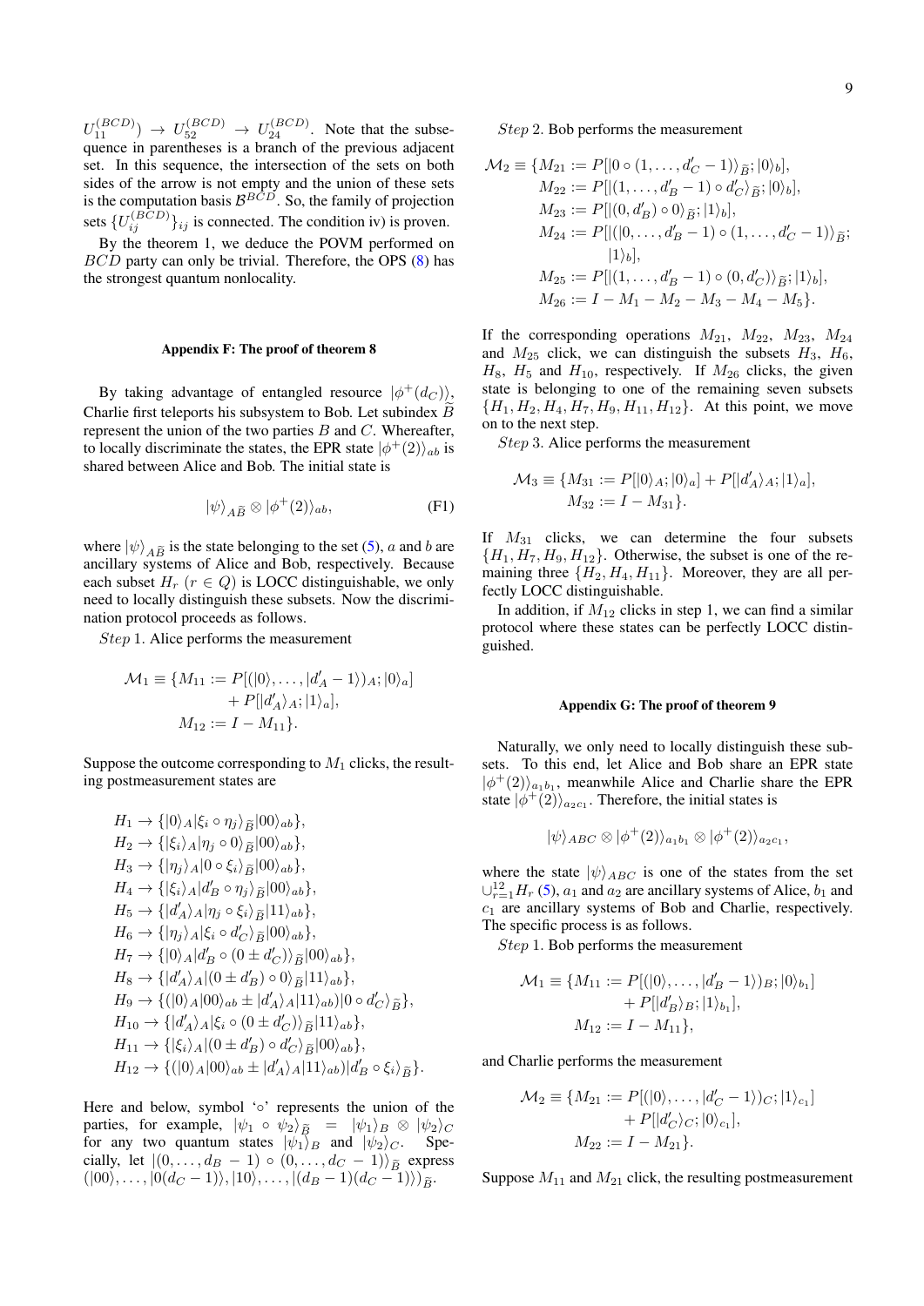$U_{11}^{(BCD)}) \rightarrow U_{52}^{(BCD)} \rightarrow U_{24}^{(BCD)}$. Note that the subsequence in parentheses is a branch of the previous adjacent set. In this sequence, the intersection of the sets on both sides of the arrow is not empty and the union of these sets is the computation basis $\mathcal{B}^{BCD}$. So, the family of projection sets $\{U_{ij}^{(BCD)}\}_{ij}$ is connected. The condition iv) is proven.

By the theorem 1, we deduce the POVM performed on $BCD$ party can only be trivial. Therefore, the OPS (8) has the strongest quantum nonlocality.

### Appendix F: The proof of theorem 8

By taking advantage of entangled resource $|\phi^+(d_C)\rangle$, Charlie first teleports his subsystem to Bob. Let subindex $\widetilde{B}$ represent the union of the two parties $B$ and $C$. Whereafter, to locally discriminate the states, the EPR state $|\phi^+(2)\rangle_{ab}$ is shared between Alice and Bob. The initial state is

$$|\psi\rangle_{A\widetilde{B}} \otimes |\phi^+(2)\rangle_{ab}, \tag{F1}$$

where $|\psi\rangle_{A\widetilde{B}}$ is the state belonging to the set (5), $a$ and $b$ are ancillary systems of Alice and Bob, respectively. Because each subset $H_r$ ($r \in Q$) is LOCC distinguishable, we only need to locally distinguish these subsets. Now the discrimination protocol proceeds as follows.

*Step* 1. Alice performs the measurement

$$\begin{aligned}\mathcal{M}_1 \equiv \{M_{11} &:= P[(|0\rangle, \dots, |d_A'-1\rangle)_A; |0\rangle_a] \\ &\quad + P[|d_A'\rangle_A; |1\rangle_a], \\ M_{12} &:= I - M_{11}\}.\end{aligned}$$

Suppose the outcome corresponding to $M_1$ clicks, the resulting postmeasurement states are

$$\begin{aligned}
H_1 &\rightarrow \{|0\rangle_A|\xi_i \circ \eta_j\rangle_{\widetilde{B}}|00\rangle_{ab}\},\\
H_2 &\rightarrow \{|\xi_i\rangle_A|\eta_j \circ 0\rangle_{\widetilde{B}}|00\rangle_{ab}\},\\
H_3 &\rightarrow \{|\eta_j\rangle_A|0 \circ \xi_i\rangle_{\widetilde{B}}|00\rangle_{ab}\},\\
H_4 &\rightarrow \{|\xi_i\rangle_A|d_B' \circ \eta_j\rangle_{\widetilde{B}}|00\rangle_{ab}\},\\
H_5 &\rightarrow \{|d_A'\rangle_A|\eta_j \circ \xi_i\rangle_{\widetilde{B}}|11\rangle_{ab}\},\\
H_6 &\rightarrow \{|\eta_j\rangle_A|\xi_i \circ d_C'\rangle_{\widetilde{B}}|00\rangle_{ab}\},\\
H_7 &\rightarrow \{|0\rangle_A|d_B' \circ (0 \pm d_C')\rangle_{\widetilde{B}}|00\rangle_{ab}\},\\
H_8 &\rightarrow \{|d_A'\rangle_A|(0 \pm d_B') \circ 0\rangle_{\widetilde{B}}|11\rangle_{ab}\},\\
H_9 &\rightarrow \{(|0\rangle_A|00\rangle_{ab} \pm |d_A'\rangle_A|11\rangle_{ab})|0 \circ d_C'\rangle_{\widetilde{B}}\},\\
H_{10} &\rightarrow \{|d_A'\rangle_A|\xi_i \circ (0 \pm d_C')\rangle_{\widetilde{B}}|11\rangle_{ab}\},\\
H_{11} &\rightarrow \{|\xi_i\rangle_A|(0 \pm d_B') \circ d_C'\rangle_{\widetilde{B}}|00\rangle_{ab}\},\\
H_{12} &\rightarrow \{(|0\rangle_A|00\rangle_{ab} \pm |d_A'\rangle_A|11\rangle_{ab})|d_B' \circ \xi_i\rangle_{\widetilde{B}}\}.
\end{aligned}$$

Here and below, symbol '$\circ$' represents the union of the parties, for example, $|\psi_1 \circ \psi_2\rangle_{\widetilde{B}} = |\psi_1\rangle_B \otimes |\psi_2\rangle_C$ for any two quantum states $|\psi_1\rangle_B$ and $|\psi_2\rangle_C$. Specially, let $|(0, \dots, d_B-1) \circ (0, \dots, d_C-1)\rangle_{\widetilde{B}}$ express $(|00\rangle, \dots, |0(d_C-1)\rangle, |10\rangle, \dots, |(d_B-1)(d_C-1)\rangle)_{\widetilde{B}}$.

*Step* 2. Bob performs the measurement

$$\begin{aligned}\mathcal{M}_2 \equiv \{M_{21} &:= P[|0 \circ (1, \dots, d_C'-1)\rangle_{\widetilde{B}}; |0\rangle_b],\\
M_{22} &:= P[|(1, \dots, d_B'-1) \circ d_C'\rangle_{\widetilde{B}}; |0\rangle_b],\\
M_{23} &:= P[|(0, d_B') \circ 0\rangle_{\widetilde{B}}; |1\rangle_b],\\
M_{24} &:= P[|(|0, \dots, d_B'-1) \circ (1, \dots, d_C'-1)\rangle_{\widetilde{B}};\\
&\qquad |1\rangle_b],\\
M_{25} &:= P[|(1, \dots, d_B'-1) \circ (0, d_C')\rangle_{\widetilde{B}}; |1\rangle_b],\\
M_{26} &:= I - M_1 - M_2 - M_3 - M_4 - M_5\}.\end{aligned}$$

If the corresponding operations $M_{21}$, $M_{22}$, $M_{23}$, $M_{24}$ and $M_{25}$ click, we can distinguish the subsets $H_3$, $H_6$, $H_8$, $H_5$ and $H_{10}$, respectively. If $M_{26}$ clicks, the given state is belonging to one of the remaining seven subsets $\{H_1, H_2, H_4, H_7, H_9, H_{11}, H_{12}\}$. At this point, we move on to the next step.

*Step* 3. Alice performs the measurement

$$\begin{aligned}\mathcal{M}_3 \equiv \{M_{31} &:= P[|0\rangle_A; |0\rangle_a] + P[|d_A'\rangle_A; |1\rangle_a],\\
M_{32} &:= I - M_{31}\}.\end{aligned}$$

If $M_{31}$ clicks, we can determine the four subsets $\{H_1, H_7, H_9, H_{12}\}$. Otherwise, the subset is one of the remaining three $\{H_2, H_4, H_{11}\}$. Moreover, they are all perfectly LOCC distinguishable.

In addition, if $M_{12}$ clicks in step 1, we can find a similar protocol where these states can be perfectly LOCC distinguished.

### Appendix G: The proof of theorem 9

Naturally, we only need to locally distinguish these subsets. To this end, let Alice and Bob share an EPR state $|\phi^+(2)\rangle_{a_1b_1}$, meanwhile Alice and Charlie share the EPR state $|\phi^+(2)\rangle_{a_2c_1}$. Therefore, the initial states is

$$|\psi\rangle_{ABC} \otimes |\phi^+(2)\rangle_{a_1b_1} \otimes |\phi^+(2)\rangle_{a_2c_1},$$

where the state $|\psi\rangle_{ABC}$ is one of the states from the set $\cup_{r=1}^{12} H_r$ (5), $a_1$ and $a_2$ are ancillary systems of Alice, $b_1$ and $c_1$ are ancillary systems of Bob and Charlie, respectively. The specific process is as follows.

*Step* 1. Bob performs the measurement

$$\begin{aligned}\mathcal{M}_1 \equiv \{M_{11} &:= P[(|0\rangle, \dots, |d_B'-1\rangle)_B; |0\rangle_{b_1}]\\
&\quad + P[|d_B'\rangle_B; |1\rangle_{b_1}],\\
M_{12} &:= I - M_{11}\},\end{aligned}$$

and Charlie performs the measurement

$$\begin{aligned}\mathcal{M}_2 \equiv \{M_{21} &:= P[(|0\rangle, \dots, |d_C'-1\rangle)_C; |1\rangle_{c_1}]\\
&\quad + P[|d_C'\rangle_C; |0\rangle_{c_1}],\\
M_{22} &:= I - M_{21}\}.\end{aligned}$$

Suppose $M_{11}$ and $M_{21}$ click, the resulting postmeasurement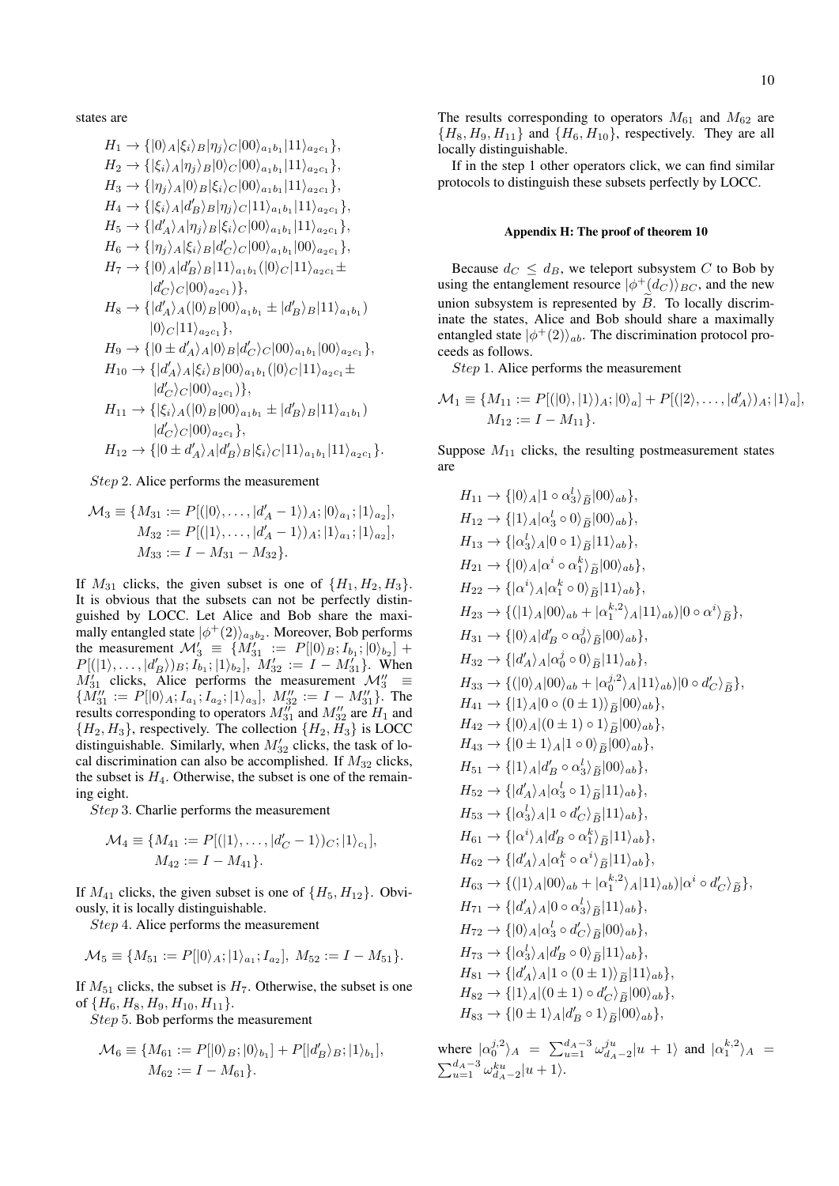states are

$$
\begin{aligned}
&H_1 \to \{|0\rangle_A|\xi_i\rangle_B|\eta_j\rangle_C|00\rangle_{a_1b_1}|11\rangle_{a_2c_1}\},\\
&H_2 \to \{|\xi_i\rangle_A|\eta_j\rangle_B|0\rangle_C|00\rangle_{a_1b_1}|11\rangle_{a_2c_1}\},\\
&H_3 \to \{|\eta_j\rangle_A|0\rangle_B|\xi_i\rangle_C|00\rangle_{a_1b_1}|11\rangle_{a_2c_1}\},\\
&H_4 \to \{|\xi_i\rangle_A|d_B'\rangle_B|\eta_j\rangle_C|11\rangle_{a_1b_1}|11\rangle_{a_2c_1}\},\\
&H_5 \to \{|d_A'\rangle_A|\eta_j\rangle_B|\xi_i\rangle_C|00\rangle_{a_1b_1}|11\rangle_{a_2c_1}\},\\
&H_6 \to \{|\eta_j\rangle_A|\xi_i\rangle_B|d_C'\rangle_C|00\rangle_{a_1b_1}|00\rangle_{a_2c_1}\},\\
&H_7 \to \{|0\rangle_A|d_B'\rangle_B|11\rangle_{a_1b_1}(|0\rangle_C|11\rangle_{a_2c_1}\pm\\
&\qquad |d_C'\rangle_C|00\rangle_{a_2c_1})\},\\
&H_8 \to \{|d_A'\rangle_A(|0\rangle_B|00\rangle_{a_1b_1}\pm|d_B'\rangle_B|11\rangle_{a_1b_1})\\
&\qquad |0\rangle_C|11\rangle_{a_2c_1}\},\\
&H_9 \to \{|0\pm d_A'\rangle_A|0\rangle_B|d_C'\rangle_C|00\rangle_{a_1b_1}|00\rangle_{a_2c_1}\},\\
&H_{10} \to \{|d_A'\rangle_A|\xi_i\rangle_B|00\rangle_{a_1b_1}(|0\rangle_C|11\rangle_{a_2c_1}\pm\\
&\qquad |d_C'\rangle_C|00\rangle_{a_2c_1})\},\\
&H_{11} \to \{|\xi_i\rangle_A(|0\rangle_B|00\rangle_{a_1b_1}\pm|d_B'\rangle_B|11\rangle_{a_1b_1})\\
&\qquad |d_C'\rangle_C|00\rangle_{a_2c_1}\},\\
&H_{12} \to \{|0\pm d_A'\rangle_A|d_B'\rangle_B|\xi_i\rangle_C|11\rangle_{a_1b_1}|11\rangle_{a_2c_1}\}.
\end{aligned}
$$

*Step* 2. Alice performs the measurement

$$
\begin{aligned}
\mathcal{M}_3 \equiv \{&M_{31} := P[(|0\rangle,\ldots,|d_A'-1\rangle)_A;|0\rangle_{a_1};|1\rangle_{a_2}],\\
&M_{32} := P[(|1\rangle,\ldots,|d_A'-1\rangle)_A;|1\rangle_{a_1};|1\rangle_{a_2}],\\
&M_{33} := I - M_{31} - M_{32}\}.
\end{aligned}
$$

If $M_{31}$ clicks, the given subset is one of $\{H_1, H_2, H_3\}$. It is obvious that the subsets can not be perfectly distinguished by LOCC. Let Alice and Bob share the maximally entangled state $|\phi^+(2)\rangle_{a_3b_2}$. Moreover, Bob performs the measurement $\mathcal{M}_3' \equiv \{M_{31}' := P[|0\rangle_B; I_{b_1}; |0\rangle_{b_2}] + P[(|1\rangle,\ldots,|d_B'\rangle)_B; I_{b_1}; |1\rangle_{b_2}],\ M_{32}' := I - M_{31}'\}$. When $M_{31}'$ clicks, Alice performs the measurement $\mathcal{M}_3'' \equiv \{M_{31}'' := P[|0\rangle_A; I_{a_1}; I_{a_2}; |1\rangle_{a_3}],\ M_{32}'' := I - M_{31}''\}$. The results corresponding to operators $M_{31}''$ and $M_{32}''$ are $H_1$ and $\{H_2, H_3\}$, respectively. The collection $\{H_2, H_3\}$ is LOCC distinguishable. Similarly, when $M_{32}'$ clicks, the task of local discrimination can also be accomplished. If $M_{32}$ clicks, the subset is $H_4$. Otherwise, the subset is one of the remaining eight.

*Step* 3. Charlie performs the measurement

$$
\begin{aligned}
\mathcal{M}_4 \equiv \{&M_{41} := P[(|1\rangle,\ldots,|d_C'-1\rangle)_C;|1\rangle_{c_1}],\\
&M_{42} := I - M_{41}\}.
\end{aligned}
$$

If $M_{41}$ clicks, the given subset is one of $\{H_5, H_{12}\}$. Obviously, it is locally distinguishable.

*Step* 4. Alice performs the measurement

$$
\mathcal{M}_5 \equiv \{M_{51} := P[|0\rangle_A;|1\rangle_{a_1};I_{a_2}],\ M_{52} := I - M_{51}\}.
$$

If $M_{51}$ clicks, the subset is $H_7$. Otherwise, the subset is one of $\{H_6, H_8, H_9, H_{10}, H_{11}\}$.

*Step* 5. Bob performs the measurement

$$
\begin{aligned}
\mathcal{M}_6 \equiv \{&M_{61} := P[|0\rangle_B;|0\rangle_{b_1}] + P[|d_B'\rangle_B;|1\rangle_{b_1}],\\
&M_{62} := I - M_{61}\}.
\end{aligned}
$$

The results corresponding to operators $M_{61}$ and $M_{62}$ are $\{H_8, H_9, H_{11}\}$ and $\{H_6, H_{10}\}$, respectively. They are all locally distinguishable.

If in the step 1 other operators click, we can find similar protocols to distinguish these subsets perfectly by LOCC.

## Appendix H: The proof of theorem 10

Because $d_C \le d_B$, we teleport subsystem $C$ to Bob by using the entanglement resource $|\phi^+(d_C)\rangle_{BC}$, and the new union subsystem is represented by $\widetilde{B}$. To locally discriminate the states, Alice and Bob should share a maximally entangled state $|\phi^+(2)\rangle_{ab}$. The discrimination protocol proceeds as follows.

*Step* 1. Alice performs the measurement

$$
\begin{aligned}
\mathcal{M}_1 \equiv \{&M_{11} := P[(|0\rangle,|1\rangle)_A;|0\rangle_a] + P[(|2\rangle,\ldots,|d_A'\rangle)_A;|1\rangle_a],\\
&M_{12} := I - M_{11}\}.
\end{aligned}
$$

Suppose $M_{11}$ clicks, the resulting postmeasurement states are

$$
\begin{aligned}
&H_{11} \to \{|0\rangle_A|1\circ\alpha_3^l\rangle_{\widetilde{B}}|00\rangle_{ab}\},\\
&H_{12} \to \{|1\rangle_A|\alpha_3^l\circ 0\rangle_{\widetilde{B}}|00\rangle_{ab}\},\\
&H_{13} \to \{|\alpha_3^l\rangle_A|0\circ 1\rangle_{\widetilde{B}}|11\rangle_{ab}\},\\
&H_{21} \to \{|0\rangle_A|\alpha^i\circ\alpha_1^k\rangle_{\widetilde{B}}|00\rangle_{ab}\},\\
&H_{22} \to \{|\alpha^i\rangle_A|\alpha_1^k\circ 0\rangle_{\widetilde{B}}|11\rangle_{ab}\},\\
&H_{23} \to \{(|1\rangle_A|00\rangle_{ab}+|\alpha_1^{k,2}\rangle_A|11\rangle_{ab})|0\circ\alpha^i\rangle_{\widetilde{B}}\},\\
&H_{31} \to \{|0\rangle_A|d_B'\circ\alpha_0^j\rangle_{\widetilde{B}}|00\rangle_{ab}\},\\
&H_{32} \to \{|d_A'\rangle_A|\alpha_0^j\circ 0\rangle_{\widetilde{B}}|11\rangle_{ab}\},\\
&H_{33} \to \{(|0\rangle_A|00\rangle_{ab}+|\alpha_0^{j,2}\rangle_A|11\rangle_{ab})|0\circ d_C'\rangle_{\widetilde{B}}\},\\
&H_{41} \to \{|1\rangle_A|0\circ(0\pm 1)\rangle_{\widetilde{B}}|00\rangle_{ab}\},\\
&H_{42} \to \{|0\rangle_A|(0\pm 1)\circ 1\rangle_{\widetilde{B}}|00\rangle_{ab}\},\\
&H_{43} \to \{|0\pm 1\rangle_A|1\circ 0\rangle_{\widetilde{B}}|00\rangle_{ab}\},\\
&H_{51} \to \{|1\rangle_A|d_B'\circ\alpha_3^l\rangle_{\widetilde{B}}|00\rangle_{ab}\},\\
&H_{52} \to \{|d_A'\rangle_A|\alpha_3^l\circ 1\rangle_{\widetilde{B}}|11\rangle_{ab}\},\\
&H_{53} \to \{|\alpha_3^l\rangle_A|1\circ d_C'\rangle_{\widetilde{B}}|11\rangle_{ab}\},\\
&H_{61} \to \{|\alpha^i\rangle_A|d_B'\circ\alpha_1^k\rangle_{\widetilde{B}}|11\rangle_{ab}\},\\
&H_{62} \to \{|d_A'\rangle_A|\alpha_1^k\circ\alpha^i\rangle_{\widetilde{B}}|11\rangle_{ab}\},\\
&H_{63} \to \{(|1\rangle_A|00\rangle_{ab}+|\alpha_1^{k,2}\rangle_A|11\rangle_{ab})|\alpha^i\circ d_C'\rangle_{\widetilde{B}}\},\\
&H_{71} \to \{|d_A'\rangle_A|0\circ\alpha_3^l\rangle_{\widetilde{B}}|11\rangle_{ab}\},\\
&H_{72} \to \{|0\rangle_A|\alpha_3^l\circ d_C'\rangle_{\widetilde{B}}|00\rangle_{ab}\},\\
&H_{73} \to \{|\alpha_3^l\rangle_A|d_B'\circ 0\rangle_{\widetilde{B}}|11\rangle_{ab}\},\\
&H_{81} \to \{|d_A'\rangle_A|1\circ(0\pm 1)\rangle_{\widetilde{B}}|11\rangle_{ab}\},\\
&H_{82} \to \{|1\rangle_A|(0\pm 1)\circ d_C'\rangle_{\widetilde{B}}|00\rangle_{ab}\},\\
&H_{83} \to \{|0\pm 1\rangle_A|d_B'\circ 1\rangle_{\widetilde{B}}|00\rangle_{ab}\},
\end{aligned}
$$

where $|\alpha_0^{j,2}\rangle_A = \sum_{u=1}^{d_A-3}\omega_{d_A-2}^{ju}|u+1\rangle$ and $|\alpha_1^{k,2}\rangle_A = \sum_{u=1}^{d_A-3}\omega_{d_A-2}^{ku}|u+1\rangle$.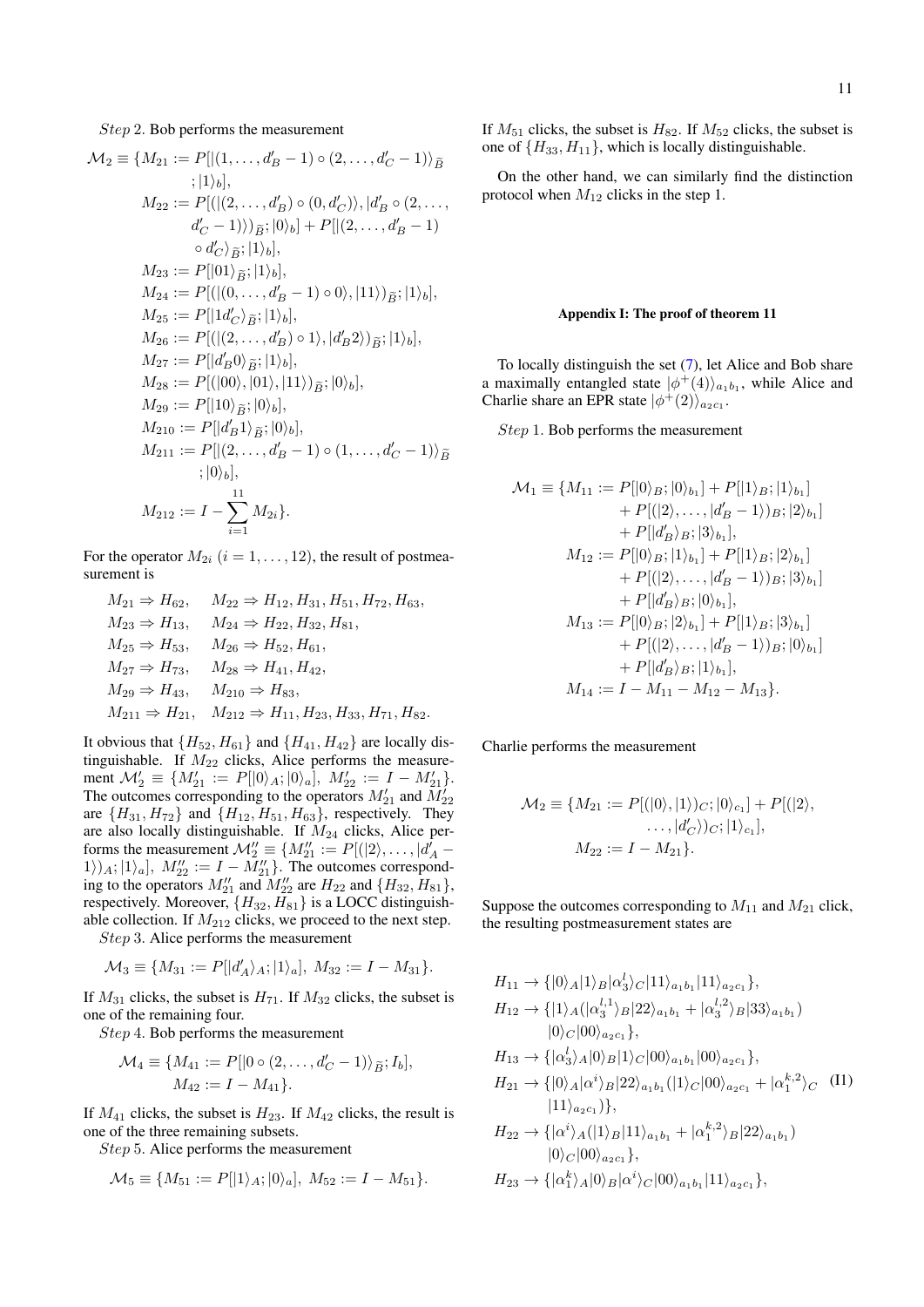*Step* 2. Bob performs the measurement

$$
\begin{aligned}
\mathcal{M}_2 \equiv \{M_{21} &:= P[|(1,\ldots,d'_B-1)\circ(2,\ldots,d'_C-1)\rangle_{\widetilde{B}};|1\rangle_b],\\
M_{22} &:= P[(|(2,\ldots,d'_B)\circ(0,d'_C)\rangle,|d'_B\circ(2,\ldots,d'_C-1)\rangle)_{\widetilde{B}};|0\rangle_b]+P[|(2,\ldots,d'_B-1)\circ d'_C\rangle_{\widetilde{B}};|1\rangle_b],\\
M_{23} &:= P[|01\rangle_{\widetilde{B}};|1\rangle_b],\\
M_{24} &:= P[(|(0,\ldots,d'_B-1)\circ 0\rangle,|11\rangle)_{\widetilde{B}};|1\rangle_b],\\
M_{25} &:= P[|1d'_C\rangle_{\widetilde{B}};|1\rangle_b],\\
M_{26} &:= P[(|(2,\ldots,d'_B)\circ 1\rangle,|d'_B2\rangle)_{\widetilde{B}};|1\rangle_b],\\
M_{27} &:= P[|d'_B0\rangle_{\widetilde{B}};|1\rangle_b],\\
M_{28} &:= P[(|00\rangle,|01\rangle,|11\rangle)_{\widetilde{B}};|0\rangle_b],\\
M_{29} &:= P[|10\rangle_{\widetilde{B}};|0\rangle_b],\\
M_{210} &:= P[|d'_B1\rangle_{\widetilde{B}};|0\rangle_b],\\
M_{211} &:= P[|(2,\ldots,d'_B-1)\circ(1,\ldots,d'_C-1)\rangle_{\widetilde{B}};|0\rangle_b],\\
M_{212} &:= I-\sum_{i=1}^{11}M_{2i}\}.
\end{aligned}
$$

For the operator $M_{2i}$ $(i=1,\ldots,12)$, the result of postmeasurement is

$$
\begin{aligned}
&M_{21}\Rightarrow H_{62}, && M_{22}\Rightarrow H_{12},H_{31},H_{51},H_{72},H_{63},\\
&M_{23}\Rightarrow H_{13}, && M_{24}\Rightarrow H_{22},H_{32},H_{81},\\
&M_{25}\Rightarrow H_{53}, && M_{26}\Rightarrow H_{52},H_{61},\\
&M_{27}\Rightarrow H_{73}, && M_{28}\Rightarrow H_{41},H_{42},\\
&M_{29}\Rightarrow H_{43}, && M_{210}\Rightarrow H_{83},\\
&M_{211}\Rightarrow H_{21}, && M_{212}\Rightarrow H_{11},H_{23},H_{33},H_{71},H_{82}.
\end{aligned}
$$

It obvious that $\{H_{52},H_{61}\}$ and $\{H_{41},H_{42}\}$ are locally distinguishable. If $M_{22}$ clicks, Alice performs the measurement $\mathcal{M}'_2\equiv\{M'_{21}:=P[|0\rangle_A;|0\rangle_a],\ M'_{22}:=I-M'_{21}\}$. The outcomes corresponding to the operators $M'_{21}$ and $M'_{22}$ are $\{H_{31},H_{72}\}$ and $\{H_{12},H_{51},H_{63}\}$, respectively. They are also locally distinguishable. If $M_{24}$ clicks, Alice performs the measurement $\mathcal{M}''_2\equiv\{M''_{21}:=P[(|2\rangle,\ldots,|d'_A-1\rangle)_A;|1\rangle_a],\ M''_{22}:=I-M''_{21}\}$. The outcomes corresponding to the operators $M''_{21}$ and $M''_{22}$ are $H_{22}$ and $\{H_{32},H_{81}\}$, respectively. Moreover, $\{H_{32},H_{81}\}$ is a LOCC distinguishable collection. If $M_{212}$ clicks, we proceed to the next step.

*Step* 3. Alice performs the measurement

$$
\mathcal{M}_3\equiv\{M_{31}:=P[|d'_A\rangle_A;|1\rangle_a],\ M_{32}:=I-M_{31}\}.
$$

If $M_{31}$ clicks, the subset is $H_{71}$. If $M_{32}$ clicks, the subset is one of the remaining four.

*Step* 4. Bob performs the measurement

$$
\mathcal{M}_4\equiv\{M_{41}:=P[|0\circ(2,\ldots,d'_C-1)\rangle_{\widetilde{B}};I_b],\quad M_{42}:=I-M_{41}\}.
$$

If $M_{41}$ clicks, the subset is $H_{23}$. If $M_{42}$ clicks, the result is one of the three remaining subsets.

*Step* 5. Alice performs the measurement

$$
\mathcal{M}_5\equiv\{M_{51}:=P[|1\rangle_A;|0\rangle_a],\ M_{52}:=I-M_{51}\}.
$$

If $M_{51}$ clicks, the subset is $H_{82}$. If $M_{52}$ clicks, the subset is one of $\{H_{33},H_{11}\}$, which is locally distinguishable.

On the other hand, we can similarly find the distinction protocol when $M_{12}$ clicks in the step 1.

### Appendix I: The proof of theorem 11

To locally distinguish the set (7), let Alice and Bob share a maximally entangled state $|\phi^+(4)\rangle_{a_1b_1}$, while Alice and Charlie share an EPR state $|\phi^+(2)\rangle_{a_2c_1}$.

*Step* 1. Bob performs the measurement

$$
\begin{aligned}
\mathcal{M}_1\equiv\{M_{11} &:= P[|0\rangle_B;|0\rangle_{b_1}]+P[|1\rangle_B;|1\rangle_{b_1}]+P[(|2\rangle,\ldots,|d'_B-1\rangle)_B;|2\rangle_{b_1}]+P[|d'_B\rangle_B;|3\rangle_{b_1}],\\
M_{12} &:= P[|0\rangle_B;|1\rangle_{b_1}]+P[|1\rangle_B;|2\rangle_{b_1}]+P[(|2\rangle,\ldots,|d'_B-1\rangle)_B;|3\rangle_{b_1}]+P[|d'_B\rangle_B;|0\rangle_{b_1}],\\
M_{13} &:= P[|0\rangle_B;|2\rangle_{b_1}]+P[|1\rangle_B;|3\rangle_{b_1}]+P[(|2\rangle,\ldots,|d'_B-1\rangle)_B;|0\rangle_{b_1}]+P[|d'_B\rangle_B;|1\rangle_{b_1}],\\
M_{14} &:= I-M_{11}-M_{12}-M_{13}\}.
\end{aligned}
$$

Charlie performs the measurement

$$
\begin{aligned}
\mathcal{M}_2\equiv\{M_{21} &:= P[(|0\rangle,|1\rangle)_C;|0\rangle_{c_1}]+P[(|2\rangle,\ldots,|d'_C\rangle)_C;|1\rangle_{c_1}],\\
M_{22} &:= I-M_{21}\}.
\end{aligned}
$$

Suppose the outcomes corresponding to $M_{11}$ and $M_{21}$ click, the resulting postmeasurement states are

$$
\begin{aligned}
H_{11}&\rightarrow\{|0\rangle_A|1\rangle_B|\alpha_3^l\rangle_C|11\rangle_{a_1b_1}|11\rangle_{a_2c_1}\},\\
H_{12}&\rightarrow\{|1\rangle_A(|\alpha_3^{l,1}\rangle_B|22\rangle_{a_1b_1}+|\alpha_3^{l,2}\rangle_B|33\rangle_{a_1b_1})|0\rangle_C|00\rangle_{a_2c_1}\},\\
H_{13}&\rightarrow\{|\alpha_3^l\rangle_A|0\rangle_B|1\rangle_C|00\rangle_{a_1b_1}|00\rangle_{a_2c_1}\},\\
H_{21}&\rightarrow\{|0\rangle_A|\alpha^i\rangle_B|22\rangle_{a_1b_1}(|1\rangle_C|00\rangle_{a_2c_1}+|\alpha_1^{k,2}\rangle_C|11\rangle_{a_2c_1})\},\\
H_{22}&\rightarrow\{|\alpha^i\rangle_A(|1\rangle_B|11\rangle_{a_1b_1}+|\alpha_1^{k,2}\rangle_B|22\rangle_{a_1b_1})|0\rangle_C|00\rangle_{a_2c_1}\},\\
H_{23}&\rightarrow\{|\alpha_1^k\rangle_A|0\rangle_B|\alpha^i\rangle_C|00\rangle_{a_1b_1}|11\rangle_{a_2c_1}\},
\end{aligned}
\tag{I1}
$$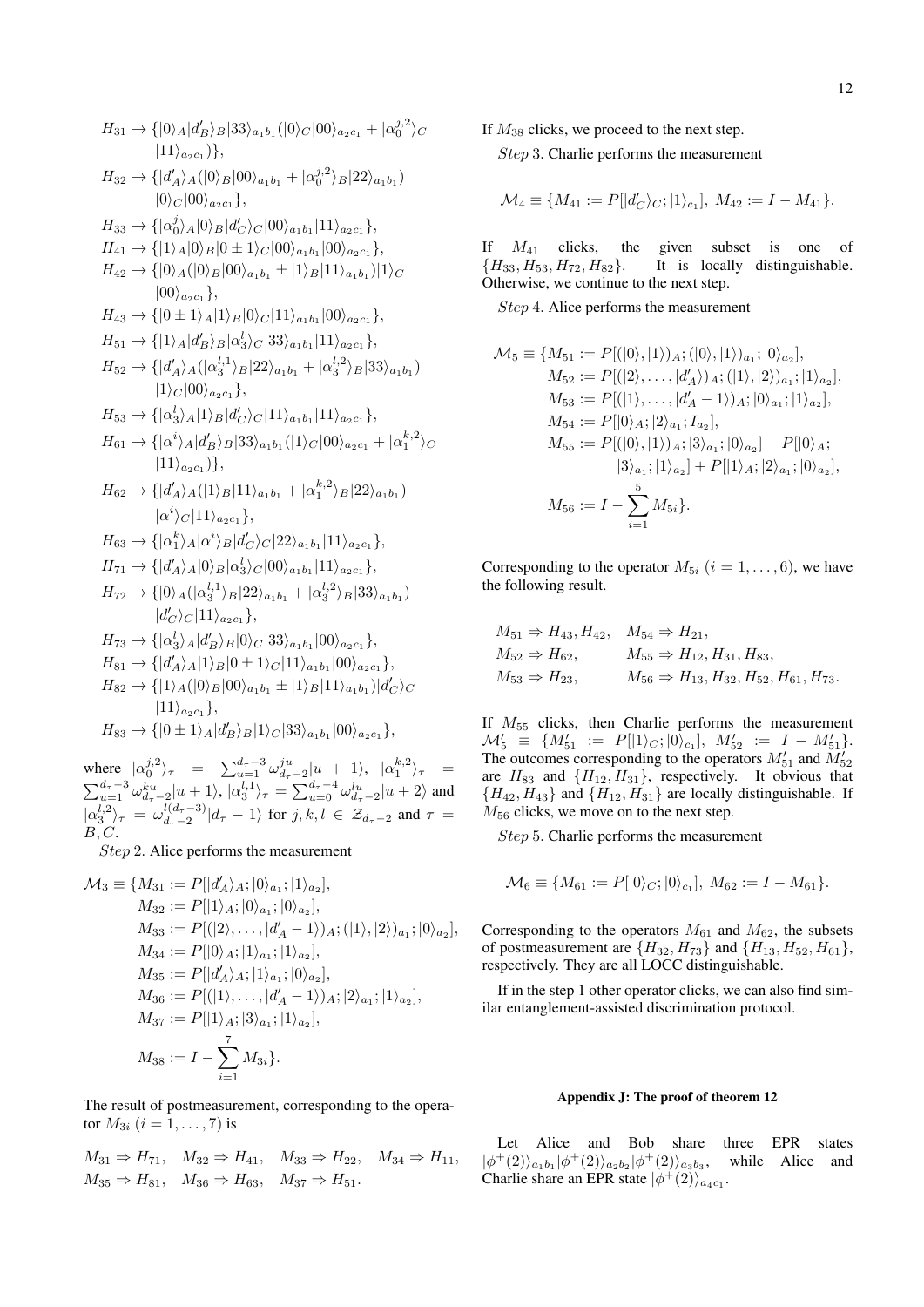$$
\begin{aligned}
H_{31} &\rightarrow \{|0\rangle_A|d_B'\rangle_B|33\rangle_{a_1b_1}(|0\rangle_C|00\rangle_{a_2c_1} + |\alpha_0^{j,2}\rangle_C |11\rangle_{a_2c_1})\},\\
H_{32} &\rightarrow \{|d_A'\rangle_A(|0\rangle_B|00\rangle_{a_1b_1} + |\alpha_0^{j,2}\rangle_B|22\rangle_{a_1b_1}) |0\rangle_C|00\rangle_{a_2c_1}\},\\
H_{33} &\rightarrow \{|\alpha_0^j\rangle_A|0\rangle_B|d_C'\rangle_C|00\rangle_{a_1b_1}|11\rangle_{a_2c_1}\},\\
H_{41} &\rightarrow \{|1\rangle_A|0\rangle_B|0\pm 1\rangle_C|00\rangle_{a_1b_1}|00\rangle_{a_2c_1}\},\\
H_{42} &\rightarrow \{|0\rangle_A(|0\rangle_B|00\rangle_{a_1b_1} \pm |1\rangle_B|11\rangle_{a_1b_1})|1\rangle_C |00\rangle_{a_2c_1}\},\\
H_{43} &\rightarrow \{|0\pm 1\rangle_A|1\rangle_B|0\rangle_C|11\rangle_{a_1b_1}|00\rangle_{a_2c_1}\},\\
H_{51} &\rightarrow \{|1\rangle_A|d_B'\rangle_B|\alpha_3^l\rangle_C|33\rangle_{a_1b_1}|11\rangle_{a_2c_1}\},\\
H_{52} &\rightarrow \{|d_A'\rangle_A(|\alpha_3^{l,1}\rangle_B|22\rangle_{a_1b_1} + |\alpha_3^{l,2}\rangle_B|33\rangle_{a_1b_1}) |1\rangle_C|00\rangle_{a_2c_1}\},\\
H_{53} &\rightarrow \{|\alpha_3^l\rangle_A|1\rangle_B|d_C'\rangle_C|11\rangle_{a_1b_1}|11\rangle_{a_2c_1}\},\\
H_{61} &\rightarrow \{|\alpha^i\rangle_A|d_B'\rangle_B|33\rangle_{a_1b_1}(|1\rangle_C|00\rangle_{a_2c_1} + |\alpha_1^{k,2}\rangle_C |11\rangle_{a_2c_1})\},\\
H_{62} &\rightarrow \{|d_A'\rangle_A(|1\rangle_B|11\rangle_{a_1b_1} + |\alpha_1^{k,2}\rangle_B|22\rangle_{a_1b_1}) |\alpha^i\rangle_C|11\rangle_{a_2c_1}\},\\
H_{63} &\rightarrow \{|\alpha_1^k\rangle_A|\alpha^i\rangle_B|d_C'\rangle_C|22\rangle_{a_1b_1}|11\rangle_{a_2c_1}\},\\
H_{71} &\rightarrow \{|d_A'\rangle_A|0\rangle_B|\alpha_3^l\rangle_C|00\rangle_{a_1b_1}|11\rangle_{a_2c_1}\},\\
H_{72} &\rightarrow \{|0\rangle_A(|\alpha_3^{l,1}\rangle_B|22\rangle_{a_1b_1} + |\alpha_3^{l,2}\rangle_B|33\rangle_{a_1b_1}) |d_C'\rangle_C|11\rangle_{a_2c_1}\},\\
H_{73} &\rightarrow \{|\alpha_3^l\rangle_A|d_B'\rangle_B|0\rangle_C|33\rangle_{a_1b_1}|00\rangle_{a_2c_1}\},\\
H_{81} &\rightarrow \{|d_A'\rangle_A|1\rangle_B|0\pm 1\rangle_C|11\rangle_{a_1b_1}|00\rangle_{a_2c_1}\},\\
H_{82} &\rightarrow \{|1\rangle_A(|0\rangle_B|00\rangle_{a_1b_1} \pm |1\rangle_B|11\rangle_{a_1b_1})|d_C'\rangle_C |11\rangle_{a_2c_1}\},\\
H_{83} &\rightarrow \{|0\pm 1\rangle_A|d_B'\rangle_B|1\rangle_C|33\rangle_{a_1b_1}|00\rangle_{a_2c_1}\},
\end{aligned}
$$

where $|\alpha_0^{j,2}\rangle_\tau = \sum_{u=1}^{d_\tau-3}\omega_{d_\tau-2}^{ju}|u+1\rangle$, $|\alpha_1^{k,2}\rangle_\tau = \sum_{u=1}^{d_\tau-3}\omega_{d_\tau-2}^{ku}|u+1\rangle$, $|\alpha_3^{l,1}\rangle_\tau = \sum_{u=0}^{d_\tau-4}\omega_{d_\tau-2}^{lu}|u+2\rangle$ and $|\alpha_3^{l,2}\rangle_\tau = \omega_{d_\tau-2}^{l(d_\tau-3)}|d_\tau-1\rangle$ for $j,k,l \in \mathcal{Z}_{d_\tau-2}$ and $\tau = B, C$.

*Step* 2. Alice performs the measurement

$$
\begin{aligned}
\mathcal{M}_3 \equiv \{M_{31} &:= P[|d_A'\rangle_A;|0\rangle_{a_1};|1\rangle_{a_2}],\\
M_{32} &:= P[|1\rangle_A;|0\rangle_{a_1};|0\rangle_{a_2}],\\
M_{33} &:= P[(|2\rangle,\ldots,|d_A'-1\rangle)_A;(|1\rangle,|2\rangle)_{a_1};|0\rangle_{a_2}],\\
M_{34} &:= P[|0\rangle_A;|1\rangle_{a_1};|1\rangle_{a_2}],\\
M_{35} &:= P[|d_A'\rangle_A;|1\rangle_{a_1};|0\rangle_{a_2}],\\
M_{36} &:= P[(|1\rangle,\ldots,|d_A'-1\rangle)_A;|2\rangle_{a_1};|1\rangle_{a_2}],\\
M_{37} &:= P[|1\rangle_A;|3\rangle_{a_1};|1\rangle_{a_2}],\\
M_{38} &:= I - \sum_{i=1}^{7} M_{3i}\}.
\end{aligned}
$$

The result of postmeasurement, corresponding to the operator $M_{3i}$ $(i=1,\ldots,7)$ is

$$
\begin{aligned}
&M_{31} \Rightarrow H_{71},\quad M_{32} \Rightarrow H_{41},\quad M_{33} \Rightarrow H_{22},\quad M_{34} \Rightarrow H_{11},\\
&M_{35} \Rightarrow H_{81},\quad M_{36} \Rightarrow H_{63},\quad M_{37} \Rightarrow H_{51}.
\end{aligned}
$$

If $M_{38}$ clicks, we proceed to the next step.

*Step* 3. Charlie performs the measurement

$$
\mathcal{M}_4 \equiv \{M_{41} := P[|d_C'\rangle_C;|1\rangle_{c_1}],\ M_{42} := I - M_{41}\}.
$$

If $M_{41}$ clicks, the given subset is one of $\{H_{33}, H_{53}, H_{72}, H_{82}\}$. It is locally distinguishable. Otherwise, we continue to the next step.

*Step* 4. Alice performs the measurement

$$
\begin{aligned}
\mathcal{M}_5 \equiv \{M_{51} &:= P[(|0\rangle,|1\rangle)_A;(|0\rangle,|1\rangle)_{a_1};|0\rangle_{a_2}],\\
M_{52} &:= P[(|2\rangle,\ldots,|d_A'\rangle)_A;(|1\rangle,|2\rangle)_{a_1};|1\rangle_{a_2}],\\
M_{53} &:= P[(|1\rangle,\ldots,|d_A'-1\rangle)_A;|0\rangle_{a_1};|1\rangle_{a_2}],\\
M_{54} &:= P[|0\rangle_A;|2\rangle_{a_1};I_{a_2}],\\
M_{55} &:= P[(|0\rangle,|1\rangle)_A;|3\rangle_{a_1};|0\rangle_{a_2}] + P[|0\rangle_A; |3\rangle_{a_1};|1\rangle_{a_2}] + P[|1\rangle_A;|2\rangle_{a_1};|0\rangle_{a_2}],\\
M_{56} &:= I - \sum_{i=1}^{5} M_{5i}\}.
\end{aligned}
$$

Corresponding to the operator $M_{5i}$ $(i=1,\ldots,6)$, we have the following result.

$$
\begin{aligned}
&M_{51} \Rightarrow H_{43}, H_{42}, &&M_{54} \Rightarrow H_{21},\\
&M_{52} \Rightarrow H_{62}, &&M_{55} \Rightarrow H_{12}, H_{31}, H_{83},\\
&M_{53} \Rightarrow H_{23}, &&M_{56} \Rightarrow H_{13}, H_{32}, H_{52}, H_{61}, H_{73}.
\end{aligned}
$$

If $M_{55}$ clicks, then Charlie performs the measurement $\mathcal{M}_5' \equiv \{M_{51}' := P[|1\rangle_C;|0\rangle_{c_1}],\ M_{52}' := I - M_{51}'\}$. The outcomes corresponding to the operators $M_{51}'$ and $M_{52}'$ are $H_{83}$ and $\{H_{12}, H_{31}\}$, respectively. It obvious that $\{H_{42}, H_{43}\}$ and $\{H_{12}, H_{31}\}$ are locally distinguishable. If $M_{56}$ clicks, we move on to the next step.

*Step* 5. Charlie performs the measurement

$$
\mathcal{M}_6 \equiv \{M_{61} := P[|0\rangle_C;|0\rangle_{c_1}],\ M_{62} := I - M_{61}\}.
$$

Corresponding to the operators $M_{61}$ and $M_{62}$, the subsets of postmeasurement are $\{H_{32}, H_{73}\}$ and $\{H_{13}, H_{52}, H_{61}\}$, respectively. They are all LOCC distinguishable.

If in the step 1 other operator clicks, we can also find similar entanglement-assisted discrimination protocol.

## Appendix J: The proof of theorem 12

Let Alice and Bob share three EPR states $|\phi^+(2)\rangle_{a_1b_1}|\phi^+(2)\rangle_{a_2b_2}|\phi^+(2)\rangle_{a_3b_3}$, while Alice and Charlie share an EPR state $|\phi^+(2)\rangle_{a_4c_1}$.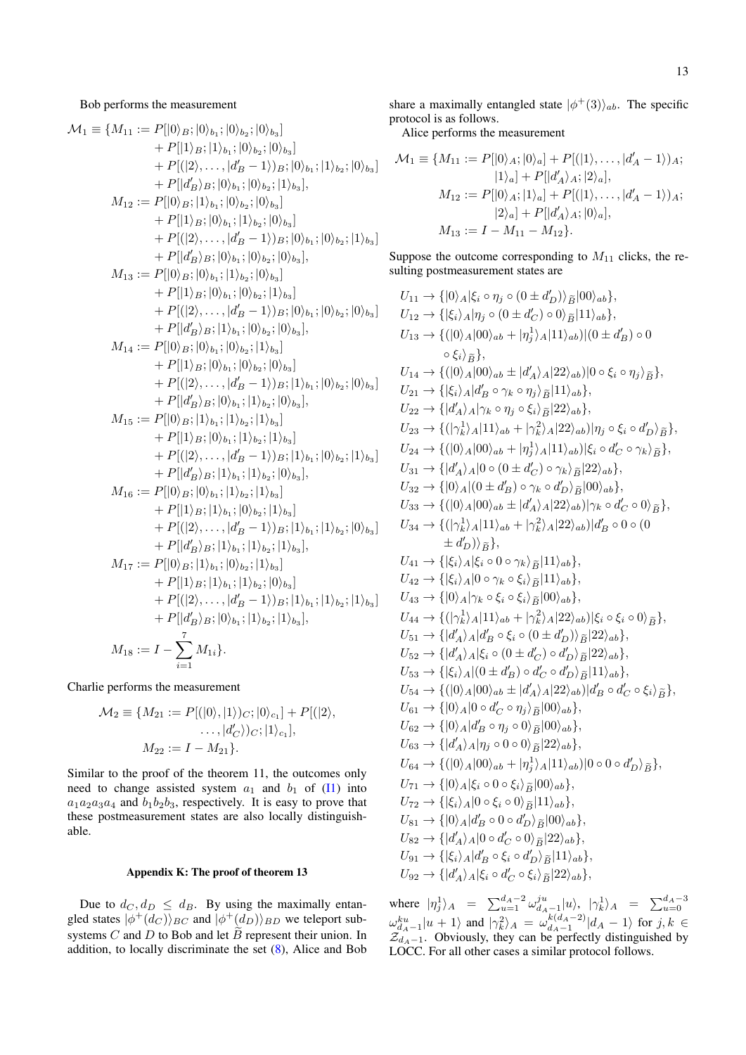Bob performs the measurement

$$
\begin{aligned}
\mathcal{M}_1 \equiv \{M_{11} :=\; & P[|0\rangle_B;|0\rangle_{b_1};|0\rangle_{b_2};|0\rangle_{b_3}] \\
&+ P[|1\rangle_B;|1\rangle_{b_1};|0\rangle_{b_2};|0\rangle_{b_3}] \\
&+ P[(|2\rangle,\dots,|d_B'-1\rangle)_B;|0\rangle_{b_1};|1\rangle_{b_2};|0\rangle_{b_3}] \\
&+ P[|d_B'\rangle_B;|0\rangle_{b_1};|0\rangle_{b_2};|1\rangle_{b_3}], \\
M_{12} :=\; & P[|0\rangle_B;|1\rangle_{b_1};|0\rangle_{b_2};|0\rangle_{b_3}] \\
&+ P[|1\rangle_B;|0\rangle_{b_1};|1\rangle_{b_2};|0\rangle_{b_3}] \\
&+ P[(|2\rangle,\dots,|d_B'-1\rangle)_B;|0\rangle_{b_1};|0\rangle_{b_2};|1\rangle_{b_3}] \\
&+ P[|d_B'\rangle_B;|0\rangle_{b_1};|0\rangle_{b_2};|0\rangle_{b_3}], \\
M_{13} :=\; & P[|0\rangle_B;|0\rangle_{b_1};|1\rangle_{b_2};|0\rangle_{b_3}] \\
&+ P[|1\rangle_B;|0\rangle_{b_1};|0\rangle_{b_2};|1\rangle_{b_3}] \\
&+ P[(|2\rangle,\dots,|d_B'-1\rangle)_B;|0\rangle_{b_1};|0\rangle_{b_2};|0\rangle_{b_3}] \\
&+ P[|d_B'\rangle_B;|1\rangle_{b_1};|0\rangle_{b_2};|0\rangle_{b_3}], \\
M_{14} :=\; & P[|0\rangle_B;|0\rangle_{b_1};|0\rangle_{b_2};|1\rangle_{b_3}] \\
&+ P[|1\rangle_B;|0\rangle_{b_1};|0\rangle_{b_2};|0\rangle_{b_3}] \\
&+ P[(|2\rangle,\dots,|d_B'-1\rangle)_B;|1\rangle_{b_1};|0\rangle_{b_2};|0\rangle_{b_3}] \\
&+ P[|d_B'\rangle_B;|0\rangle_{b_1};|1\rangle_{b_2};|0\rangle_{b_3}], \\
M_{15} :=\; & P[|0\rangle_B;|1\rangle_{b_1};|1\rangle_{b_2};|1\rangle_{b_3}] \\
&+ P[|1\rangle_B;|0\rangle_{b_1};|1\rangle_{b_2};|1\rangle_{b_3}] \\
&+ P[(|2\rangle,\dots,|d_B'-1\rangle)_B;|1\rangle_{b_1};|0\rangle_{b_2};|1\rangle_{b_3}] \\
&+ P[|d_B'\rangle_B;|1\rangle_{b_1};|1\rangle_{b_2};|0\rangle_{b_3}], \\
M_{16} :=\; & P[|0\rangle_B;|0\rangle_{b_1};|1\rangle_{b_2};|1\rangle_{b_3}] \\
&+ P[|1\rangle_B;|1\rangle_{b_1};|0\rangle_{b_2};|1\rangle_{b_3}] \\
&+ P[(|2\rangle,\dots,|d_B'-1\rangle)_B;|1\rangle_{b_1};|1\rangle_{b_2};|0\rangle_{b_3}] \\
&+ P[|d_B'\rangle_B;|1\rangle_{b_1};|1\rangle_{b_2};|1\rangle_{b_3}], \\
M_{17} :=\; & P[|0\rangle_B;|1\rangle_{b_1};|0\rangle_{b_2};|1\rangle_{b_3}] \\
&+ P[|1\rangle_B;|1\rangle_{b_1};|1\rangle_{b_2};|0\rangle_{b_3}] \\
&+ P[(|2\rangle,\dots,|d_B'-1\rangle)_B;|1\rangle_{b_1};|1\rangle_{b_2};|1\rangle_{b_3}] \\
&+ P[|d_B'\rangle_B;|0\rangle_{b_1};|1\rangle_{b_2};|1\rangle_{b_3}], \\
M_{18} :=\; & I-\sum_{i=1}^{7} M_{1i}\}.
\end{aligned}
$$

Charlie performs the measurement

$$
\begin{aligned}
\mathcal{M}_2 \equiv \{M_{21} :=\; & P[(|0\rangle,|1\rangle)_C;|0\rangle_{c_1}] + P[(|2\rangle, \\
& \dots,|d_C'\rangle)_C;|1\rangle_{c_1}], \\
M_{22} :=\; & I-M_{21}\}.
\end{aligned}
$$

Similar to the proof of the theorem 11, the outcomes only need to change assisted system $a_1$ and $b_1$ of (I1) into $a_1a_2a_3a_4$ and $b_1b_2b_3$, respectively. It is easy to prove that these postmeasurement states are also locally distinguishable.

## Appendix K: The proof of theorem 13

Due to $d_C, d_D \le d_B$. By using the maximally entangled states $|\phi^+(d_C)\rangle_{BC}$ and $|\phi^+(d_D)\rangle_{BD}$ we teleport subsystems $C$ and $D$ to Bob and let $\widetilde{B}$ represent their union. In addition, to locally discriminate the set (8), Alice and Bob share a maximally entangled state $|\phi^+(3)\rangle_{ab}$. The specific protocol is as follows.

Alice performs the measurement

$$
\begin{aligned}
\mathcal{M}_1 \equiv \{M_{11} :=\; & P[|0\rangle_A;|0\rangle_a] + P[(|1\rangle,\dots,|d_A'-1\rangle)_A; \\
& |1\rangle_a] + P[|d_A'\rangle_A;|2\rangle_a], \\
M_{12} :=\; & P[|0\rangle_A;|1\rangle_a] + P[(|1\rangle,\dots,|d_A'-1\rangle)_A; \\
& |2\rangle_a] + P[|d_A'\rangle_A;|0\rangle_a], \\
M_{13} :=\; & I-M_{11}-M_{12}\}.
\end{aligned}
$$

Suppose the outcome corresponding to $M_{11}$ clicks, the resulting postmeasurement states are

$$
\begin{aligned}
U_{11} &\to \{|0\rangle_A|\xi_i\circ\eta_j\circ(0\pm d_D')\rangle_{\widetilde{B}}|00\rangle_{ab}\}, \\
U_{12} &\to \{|\xi_i\rangle_A|\eta_j\circ(0\pm d_C')\circ 0\rangle_{\widetilde{B}}|11\rangle_{ab}\}, \\
U_{13} &\to \{(|0\rangle_A|00\rangle_{ab}+|\eta_j^1\rangle_A|11\rangle_{ab})|(0\pm d_B')\circ 0 \\
&\qquad \circ\xi_i\rangle_{\widetilde{B}}\}, \\
U_{14} &\to \{(|0\rangle_A|00\rangle_{ab}\pm|d_A'\rangle_A|22\rangle_{ab})|0\circ\xi_i\circ\eta_j\rangle_{\widetilde{B}}\}, \\
U_{21} &\to \{|\xi_i\rangle_A|d_B'\circ\gamma_k\circ\eta_j\rangle_{\widetilde{B}}|11\rangle_{ab}\}, \\
U_{22} &\to \{|d_A'\rangle_A|\gamma_k\circ\eta_j\circ\xi_i\rangle_{\widetilde{B}}|22\rangle_{ab}\}, \\
U_{23} &\to \{(|\gamma_k^1\rangle_A|11\rangle_{ab}+|\gamma_k^2\rangle_A|22\rangle_{ab})|\eta_j\circ\xi_i\circ d_D'\rangle_{\widetilde{B}}\}, \\
U_{24} &\to \{(|0\rangle_A|00\rangle_{ab}+|\eta_j^1\rangle_A|11\rangle_{ab})|\xi_i\circ d_C'\circ\gamma_k\rangle_{\widetilde{B}}\}, \\
U_{31} &\to \{|d_A'\rangle_A|0\circ(0\pm d_C')\circ\gamma_k\rangle_{\widetilde{B}}|22\rangle_{ab}\}, \\
U_{32} &\to \{|0\rangle_A|(0\pm d_B')\circ\gamma_k\circ d_D'\rangle_{\widetilde{B}}|00\rangle_{ab}\}, \\
U_{33} &\to \{(|0\rangle_A|00\rangle_{ab}\pm|d_A'\rangle_A|22\rangle_{ab})|\gamma_k\circ d_C'\circ 0\rangle_{\widetilde{B}}\}, \\
U_{34} &\to \{(|\gamma_k^1\rangle_A|11\rangle_{ab}+|\gamma_k^2\rangle_A|22\rangle_{ab})|d_B'\circ 0\circ(0 \\
&\qquad \pm d_D')\rangle_{\widetilde{B}}\}, \\
U_{41} &\to \{|\xi_i\rangle_A|\xi_i\circ 0\circ\gamma_k\rangle_{\widetilde{B}}|11\rangle_{ab}\}, \\
U_{42} &\to \{|\xi_i\rangle_A|0\circ\gamma_k\circ\xi_i\rangle_{\widetilde{B}}|11\rangle_{ab}\}, \\
U_{43} &\to \{|0\rangle_A|\gamma_k\circ\xi_i\circ\xi_i\rangle_{\widetilde{B}}|00\rangle_{ab}\}, \\
U_{44} &\to \{(|\gamma_k^1\rangle_A|11\rangle_{ab}+|\gamma_k^2\rangle_A|22\rangle_{ab})|\xi_i\circ\xi_i\circ 0\rangle_{\widetilde{B}}\}, \\
U_{51} &\to \{|d_A'\rangle_A|d_B'\circ\xi_i\circ(0\pm d_D')\rangle_{\widetilde{B}}|22\rangle_{ab}\}, \\
U_{52} &\to \{|d_A'\rangle_A|\xi_i\circ(0\pm d_C')\circ d_D'\rangle_{\widetilde{B}}|22\rangle_{ab}\}, \\
U_{53} &\to \{|\xi_i\rangle_A|(0\pm d_B')\circ d_C'\circ d_D'\rangle_{\widetilde{B}}|11\rangle_{ab}\}, \\
U_{54} &\to \{(|0\rangle_A|00\rangle_{ab}\pm|d_A'\rangle_A|22\rangle_{ab})|d_B'\circ d_C'\circ\xi_i\rangle_{\widetilde{B}}\}, \\
U_{61} &\to \{|0\rangle_A|0\circ d_C'\circ\eta_j\rangle_{\widetilde{B}}|00\rangle_{ab}\}, \\
U_{62} &\to \{|0\rangle_A|d_B'\circ\eta_j\circ 0\rangle_{\widetilde{B}}|00\rangle_{ab}\}, \\
U_{63} &\to \{|d_A'\rangle_A|\eta_j\circ 0\circ 0\rangle_{\widetilde{B}}|22\rangle_{ab}\}, \\
U_{64} &\to \{(|0\rangle_A|00\rangle_{ab}+|\eta_j^1\rangle_A|11\rangle_{ab})|0\circ 0\circ d_D'\rangle_{\widetilde{B}}\}, \\
U_{71} &\to \{|0\rangle_A|\xi_i\circ 0\circ\xi_i\rangle_{\widetilde{B}}|00\rangle_{ab}\}, \\
U_{72} &\to \{|\xi_i\rangle_A|0\circ\xi_i\circ 0\rangle_{\widetilde{B}}|11\rangle_{ab}\}, \\
U_{81} &\to \{|0\rangle_A|d_B'\circ 0\circ d_D'\rangle_{\widetilde{B}}|00\rangle_{ab}\}, \\
U_{82} &\to \{|d_A'\rangle_A|0\circ d_C'\circ 0\rangle_{\widetilde{B}}|22\rangle_{ab}\}, \\
U_{91} &\to \{|\xi_i\rangle_A|d_B'\circ\xi_i\circ d_D'\rangle_{\widetilde{B}}|11\rangle_{ab}\}, \\
U_{92} &\to \{|d_A'\rangle_A|\xi_i\circ d_C'\circ\xi_i\rangle_{\widetilde{B}}|22\rangle_{ab}\},
\end{aligned}
$$

where $|\eta_j^1\rangle_A = \sum_{u=1}^{d_A-2}\omega_{d_A-1}^{ju}|u\rangle$, $|\gamma_k^1\rangle_A = \sum_{u=0}^{d_A-3}\omega_{d_A-1}^{ku}|u+1\rangle$ and $|\gamma_k^2\rangle_A = \omega_{d_A-1}^{k(d_A-2)}|d_A-1\rangle$ for $j,k\in\mathcal{Z}_{d_A-1}$. Obviously, they can be perfectly distinguished by LOCC. For all other cases a similar protocol follows.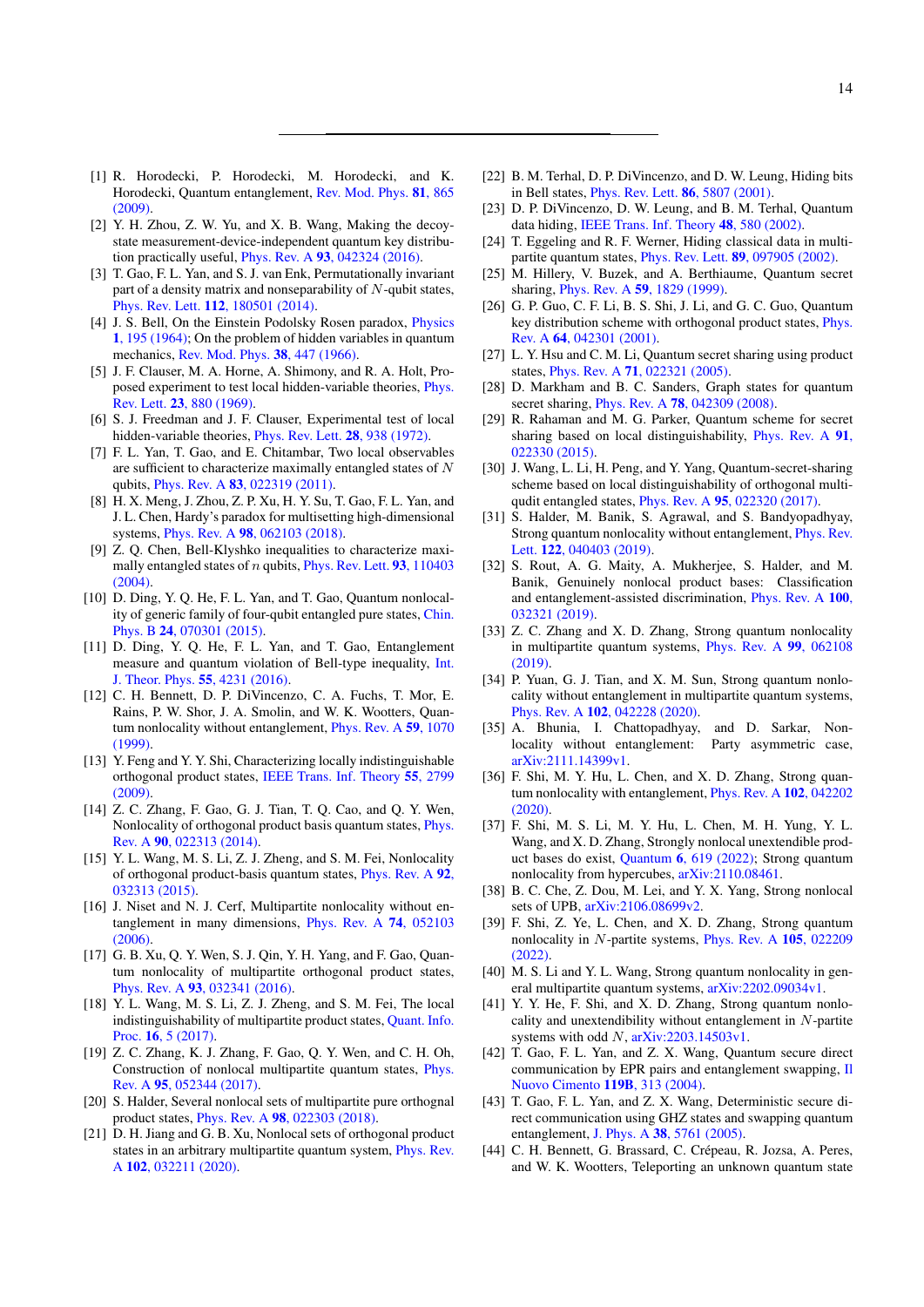[1] R. Horodecki, P. Horodecki, M. Horodecki, and K. Horodecki, Quantum entanglement, Rev. Mod. Phys. **81**, 865 (2009).

[2] Y. H. Zhou, Z. W. Yu, and X. B. Wang, Making the decoy-state measurement-device-independent quantum key distribution practically useful, Phys. Rev. A **93**, 042324 (2016).

[3] T. Gao, F. L. Yan, and S. J. van Enk, Permutationally invariant part of a density matrix and nonseparability of $N$-qubit states, Phys. Rev. Lett. **112**, 180501 (2014).

[4] J. S. Bell, On the Einstein Podolsky Rosen paradox, Physics **1**, 195 (1964); On the problem of hidden variables in quantum mechanics, Rev. Mod. Phys. **38**, 447 (1966).

[5] J. F. Clauser, M. A. Horne, A. Shimony, and R. A. Holt, Proposed experiment to test local hidden-variable theories, Phys. Rev. Lett. **23**, 880 (1969).

[6] S. J. Freedman and J. F. Clauser, Experimental test of local hidden-variable theories, Phys. Rev. Lett. **28**, 938 (1972).

[7] F. L. Yan, T. Gao, and E. Chitambar, Two local observables are sufficient to characterize maximally entangled states of $N$ qubits, Phys. Rev. A **83**, 022319 (2011).

[8] H. X. Meng, J. Zhou, Z. P. Xu, H. Y. Su, T. Gao, F. L. Yan, and J. L. Chen, Hardy's paradox for multisetting high-dimensional systems, Phys. Rev. A **98**, 062103 (2018).

[9] Z. Q. Chen, Bell-Klyshko inequalities to characterize maximally entangled states of $n$ qubits, Phys. Rev. Lett. **93**, 110403 (2004).

[10] D. Ding, Y. Q. He, F. L. Yan, and T. Gao, Quantum nonlocality of generic family of four-qubit entangled pure states, Chin. Phys. B **24**, 070301 (2015).

[11] D. Ding, Y. Q. He, F. L. Yan, and T. Gao, Entanglement measure and quantum violation of Bell-type inequality, Int. J. Theor. Phys. **55**, 4231 (2016).

[12] C. H. Bennett, D. P. DiVincenzo, C. A. Fuchs, T. Mor, E. Rains, P. W. Shor, J. A. Smolin, and W. K. Wootters, Quantum nonlocality without entanglement, Phys. Rev. A **59**, 1070 (1999).

[13] Y. Feng and Y. Y. Shi, Characterizing locally indistinguishable orthogonal product states, IEEE Trans. Inf. Theory **55**, 2799 (2009).

[14] Z. C. Zhang, F. Gao, G. J. Tian, T. Q. Cao, and Q. Y. Wen, Nonlocality of orthogonal product basis quantum states, Phys. Rev. A **90**, 022313 (2014).

[15] Y. L. Wang, M. S. Li, Z. J. Zheng, and S. M. Fei, Nonlocality of orthogonal product-basis quantum states, Phys. Rev. A **92**, 032313 (2015).

[16] J. Niset and N. J. Cerf, Multipartite nonlocality without entanglement in many dimensions, Phys. Rev. A **74**, 052103 (2006).

[17] G. B. Xu, Q. Y. Wen, S. J. Qin, Y. H. Yang, and F. Gao, Quantum nonlocality of multipartite orthogonal product states, Phys. Rev. A **93**, 032341 (2016).

[18] Y. L. Wang, M. S. Li, Z. J. Zheng, and S. M. Fei, The local indistinguishability of multipartite product states, Quant. Info. Proc. **16**, 5 (2017).

[19] Z. C. Zhang, K. J. Zhang, F. Gao, Q. Y. Wen, and C. H. Oh, Construction of nonlocal multipartite quantum states, Phys. Rev. A **95**, 052344 (2017).

[20] S. Halder, Several nonlocal sets of multipartite pure orthogonal product states, Phys. Rev. A **98**, 022303 (2018).

[21] D. H. Jiang and G. B. Xu, Nonlocal sets of orthogonal product states in an arbitrary multipartite quantum system, Phys. Rev. A **102**, 032211 (2020).

[22] B. M. Terhal, D. P. DiVincenzo, and D. W. Leung, Hiding bits in Bell states, Phys. Rev. Lett. **86**, 5807 (2001).

[23] D. P. DiVincenzo, D. W. Leung, and B. M. Terhal, Quantum data hiding, IEEE Trans. Inf. Theory **48**, 580 (2002).

[24] T. Eggeling and R. F. Werner, Hiding classical data in multipartite quantum states, Phys. Rev. Lett. **89**, 097905 (2002).

[25] M. Hillery, V. Buzek, and A. Berthiaume, Quantum secret sharing, Phys. Rev. A **59**, 1829 (1999).

[26] G. P. Guo, C. F. Li, B. S. Shi, J. Li, and G. C. Guo, Quantum key distribution scheme with orthogonal product states, Phys. Rev. A **64**, 042301 (2001).

[27] L. Y. Hsu and C. M. Li, Quantum secret sharing using product states, Phys. Rev. A **71**, 022321 (2005).

[28] D. Markham and B. C. Sanders, Graph states for quantum secret sharing, Phys. Rev. A **78**, 042309 (2008).

[29] R. Rahaman and M. G. Parker, Quantum scheme for secret sharing based on local distinguishability, Phys. Rev. A **91**, 022330 (2015).

[30] J. Wang, L. Li, H. Peng, and Y. Yang, Quantum-secret-sharing scheme based on local distinguishability of orthogonal multiqudit entangled states, Phys. Rev. A **95**, 022320 (2017).

[31] S. Halder, M. Banik, S. Agrawal, and S. Bandyopadhyay, Strong quantum nonlocality without entanglement, Phys. Rev. Lett. **122**, 040403 (2019).

[32] S. Rout, A. G. Maity, A. Mukherjee, S. Halder, and M. Banik, Genuinely nonlocal product bases: Classification and entanglement-assisted discrimination, Phys. Rev. A **100**, 032321 (2019).

[33] Z. C. Zhang and X. D. Zhang, Strong quantum nonlocality in multipartite quantum systems, Phys. Rev. A **99**, 062108 (2019).

[34] P. Yuan, G. J. Tian, and X. M. Sun, Strong quantum nonlocality without entanglement in multipartite quantum systems, Phys. Rev. A **102**, 042228 (2020).

[35] A. Bhunia, I. Chattopadhyay, and D. Sarkar, Nonlocality without entanglement: Party asymmetric case, arXiv:2111.14399v1.

[36] F. Shi, M. Y. Hu, L. Chen, and X. D. Zhang, Strong quantum nonlocality with entanglement, Phys. Rev. A **102**, 042202 (2020).

[37] F. Shi, M. S. Li, M. Y. Hu, L. Chen, M. H. Yung, Y. L. Wang, and X. D. Zhang, Strongly nonlocal unextendible product bases do exist, Quantum **6**, 619 (2022); Strong quantum nonlocality from hypercubes, arXiv:2110.08461.

[38] B. C. Che, Z. Dou, M. Lei, and Y. X. Yang, Strong nonlocal sets of UPB, arXiv:2106.08699v2.

[39] F. Shi, Z. Ye, L. Chen, and X. D. Zhang, Strong quantum nonlocality in $N$-partite systems, Phys. Rev. A **105**, 022209 (2022).

[40] M. S. Li and Y. L. Wang, Strong quantum nonlocality in general multipartite quantum systems, arXiv:2202.09034v1.

[41] Y. Y. He, F. Shi, and X. D. Zhang, Strong quantum nonlocality and unextendibility without entanglement in $N$-partite systems with odd $N$, arXiv:2203.14503v1.

[42] T. Gao, F. L. Yan, and Z. X. Wang, Quantum secure direct communication by EPR pairs and entanglement swapping, Il Nuovo Cimento **119B**, 313 (2004).

[43] T. Gao, F. L. Yan, and Z. X. Wang, Deterministic secure direct communication using GHZ states and swapping quantum entanglement, J. Phys. A **38**, 5761 (2005).

[44] C. H. Bennett, G. Brassard, C. Crépeau, R. Jozsa, A. Peres, and W. K. Wootters, Teleporting an unknown quantum state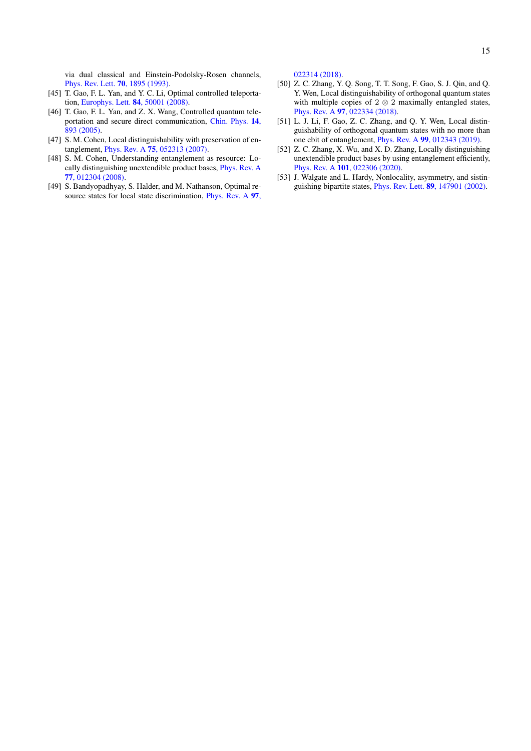via dual classical and Einstein-Podolsky-Rosen channels, Phys. Rev. Lett. **70**, 1895 (1993).

[45] T. Gao, F. L. Yan, and Y. C. Li, Optimal controlled teleportation, Europhys. Lett. **84**, 50001 (2008).

[46] T. Gao, F. L. Yan, and Z. X. Wang, Controlled quantum teleportation and secure direct communication, Chin. Phys. **14**, 893 (2005).

[47] S. M. Cohen, Local distinguishability with preservation of entanglement, Phys. Rev. A **75**, 052313 (2007).

[48] S. M. Cohen, Understanding entanglement as resource: Locally distinguishing unextendible product bases, Phys. Rev. A **77**, 012304 (2008).

[49] S. Bandyopadhyay, S. Halder, and M. Nathanson, Optimal resource states for local state discrimination, Phys. Rev. A **97**, 022314 (2018).

[50] Z. C. Zhang, Y. Q. Song, T. T. Song, F. Gao, S. J. Qin, and Q. Y. Wen, Local distinguishability of orthogonal quantum states with multiple copies of $2 \otimes 2$ maximally entangled states, Phys. Rev. A **97**, 022334 (2018).

[51] L. J. Li, F. Gao, Z. C. Zhang, and Q. Y. Wen, Local distinguishability of orthogonal quantum states with no more than one ebit of entanglement, Phys. Rev. A **99**, 012343 (2019).

[52] Z. C. Zhang, X. Wu, and X. D. Zhang, Locally distinguishing unextendible product bases by using entanglement efficiently, Phys. Rev. A **101**, 022306 (2020).

[53] J. Walgate and L. Hardy, Nonlocality, asymmetry, and sistinguishing bipartite states, Phys. Rev. Lett. **89**, 147901 (2002).